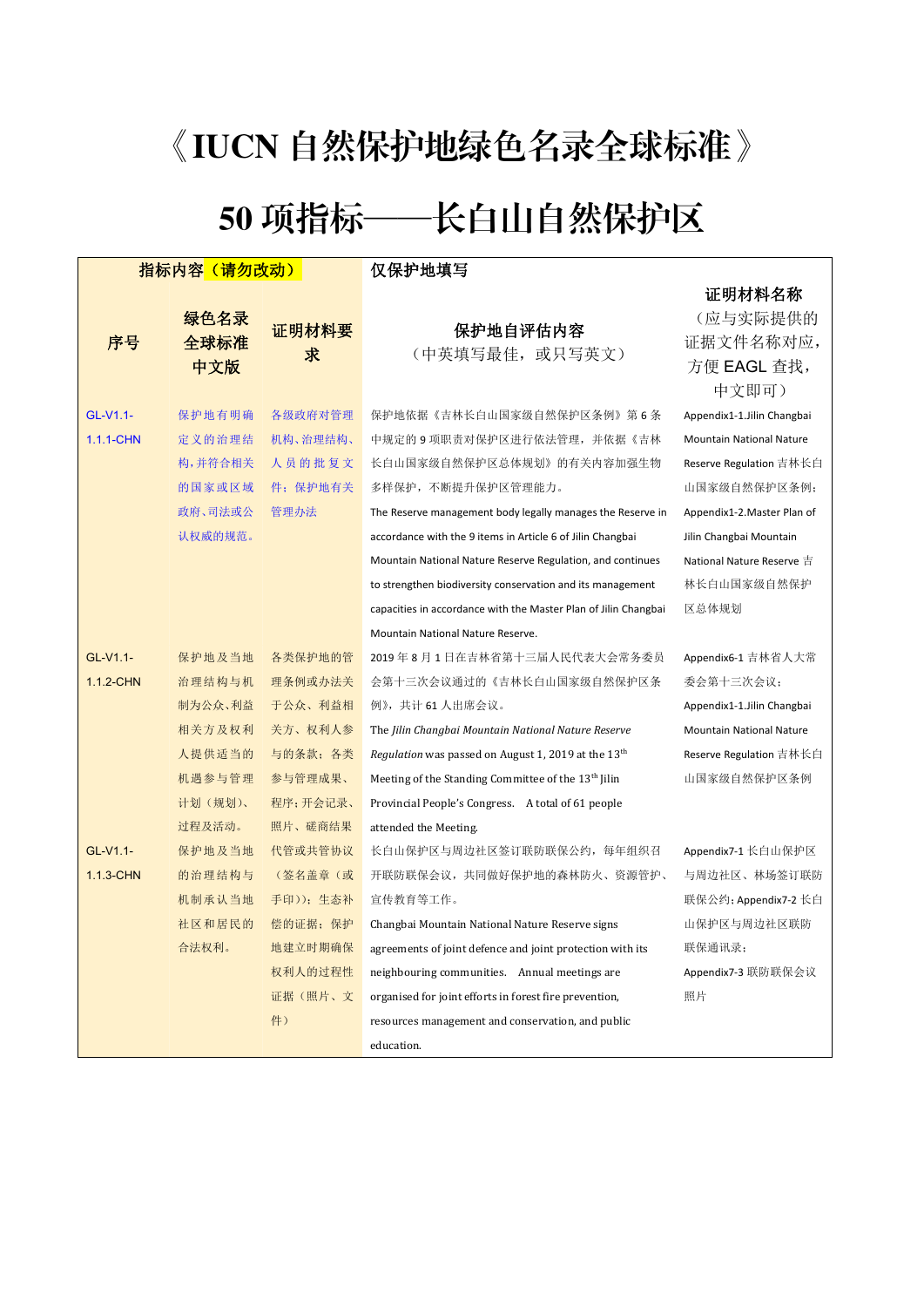# 《IUCN 自然保护地绿色名录全球标准》

# 50 项指标——长白山自然保护区

| 指标内容（请勿改动） | | | 仅保护地填写 | |
|---|---|---|---|---|
| 序号 | 绿色名录全球标准中文版 | 证明材料要求 | 保护地自评估内容（中英填写最佳，或只写英文） | 证明材料名称（应与实际提供的证据文件名称对应，方便 EAGL 查找，中文即可） |
| GL-V1.1-1.1.1-CHN | 保护地有明确定义的治理结构，并符合相关的国家或区域政府、司法或公认权威的规范。 | 各级政府对管理机构、治理结构、人员的批复文件；保护地有关管理办法 | 保护地依据《吉林长白山国家级自然保护区条例》第 6 条中规定的 9 项职责对保护区进行依法管理，并依据《吉林长白山国家级自然保护区总体规划》的有关内容加强生物多样保护，不断提升保护区管理能力。<br>The Reserve management body legally manages the Reserve in accordance with the 9 items in Article 6 of Jilin Changbai Mountain National Nature Reserve Regulation, and continues to strengthen biodiversity conservation and its management capacities in accordance with the Master Plan of Jilin Changbai Mountain National Nature Reserve. | Appendix1-1.Jilin Changbai Mountain National Nature Reserve Regulation 吉林长白山国家级自然保护区条例；<br>Appendix1-2.Master Plan of Jilin Changbai Mountain National Nature Reserve 吉林长白山国家级自然保护区总体规划 |
| GL-V1.1-1.1.2-CHN | 保护地及当地治理结构与机制为公众、利益相关方及权利人提供适当的机遇参与管理计划（规划）、过程及活动。 | 各类保护地的管理条例或办法关于公众、利益相关方、权利人参与的条款；各类参与管理成果、程序；开会记录、照片、磋商结果 | 2019 年 8 月 1 日在吉林省第十三届人民代表大会常务委员会第十三次会议通过的《吉林长白山国家级自然保护区条例》，共计 61 人出席会议。<br>The *Jilin Changbai Mountain National Nature Reserve Regulation* was passed on August 1, 2019 at the 13th Meeting of the Standing Committee of the 13th Jilin Provincial People's Congress. A total of 61 people attended the Meeting. | Appendix6-1 吉林省人大常委会第十三次会议；<br>Appendix1-1.Jilin Changbai Mountain National Nature Reserve Regulation 吉林长白山国家级自然保护区条例 |
| GL-V1.1-1.1.3-CHN | 保护地及当地的治理结构与机制承认当地社区和居民的合法权利。 | 代管或共管协议（签名盖章（或手印））；生态补偿的证据；保护地建立时期确保权利人的过程性证据（照片、文件） | 长白山保护区与周边社区签订联防联保公约，每年组织召开联防联保会议，共同做好保护地的森林防火、资源管护、宣传教育等工作。<br>Changbai Mountain National Nature Reserve signs agreements of joint defence and joint protection with its neighbouring communities. Annual meetings are organised for joint efforts in forest fire prevention, resources management and conservation, and public education. | Appendix7-1 长白山保护区与周边社区、林场签订联防联保公约；Appendix7-2 长白山保护区与周边社区联防联保通讯录；<br>Appendix7-3 联防联保会议照片 |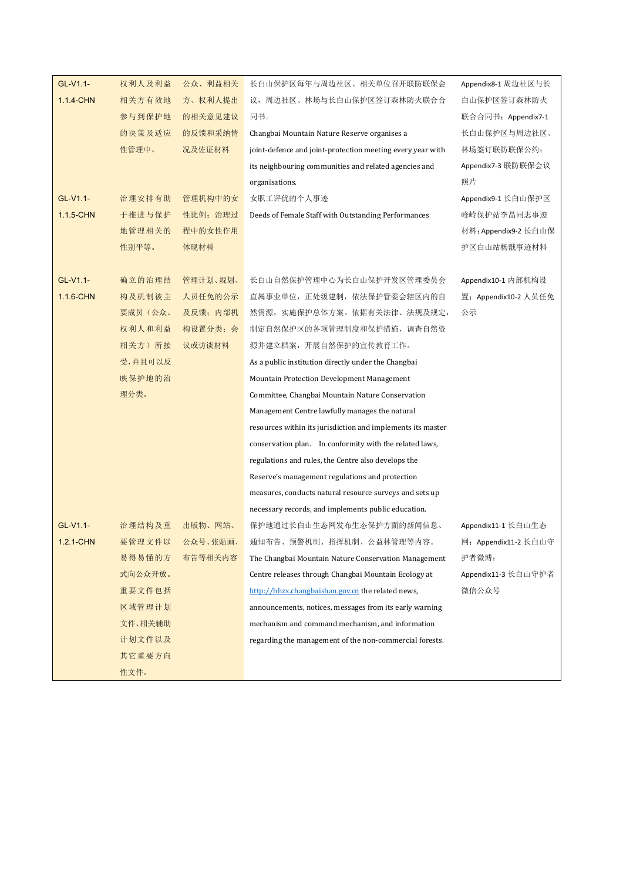| | | | | |
|---|---|---|---|---|
| GL-V1.1-1.1.4-CHN | 权利人及利益相关方有效地参与到保护地的决策及适应性管理中。 | 公众、利益相关方、权利人提出的相关意见建议的反馈和采纳情况及佐证材料 | 长白山保护区每年与周边社区、相关单位召开联防联保会议，周边社区、林场与长白山保护区签订森林防火联合合同书。<br>Changbai Mountain Nature Reserve organises a joint-defence and joint-protection meeting every year with its neighbouring communities and related agencies and organisations. | Appendix8-1 周边社区与长白山保护区签订森林防火联合合同书；Appendix7-1 长白山保护区与周边社区、林场签订联防联保公约；Appendix7-3 联防联保会议照片 |
| GL-V1.1-1.1.5-CHN | 治理安排有助于推进与保护地管理相关的性别平等。 | 管理机构中的女性比例；治理过程中的女性作用体现材料 | 女职工评优的个人事迹<br>Deeds of Female Staff with Outstanding Performances | Appendix9-1 长白山保护区峰岭保护站李晶同志事迹材料；Appendix9-2 长白山保护区白山站杨戬事迹材料 |
| GL-V1.1-1.1.6-CHN | 确立的治理结构及机制被主要成员（公众、权利人和利益相关方）所接受，并且可以反映保护地的治理分类。 | 管理计划、规划、人员任免的公示及反馈；内部机构设置分类；会议或访谈材料 | 长白山自然保护管理中心为长白山保护开发区管理委员会直属事业单位，正处级建制，依法保护管委会辖区内的自然资源，实施保护总体方案。依据有关法律、法规及规定，制定自然保护区的各项管理制度和保护措施，调查自然资源并建立档案，开展自然保护的宣传教育工作。<br>As a public institution directly under the Changbai Mountain Protection Development Management Committee, Changbai Mountain Nature Conservation Management Centre lawfully manages the natural resources within its jurisdiction and implements its master conservation plan. In conformity with the related laws, regulations and rules, the Centre also develops the Reserve's management regulations and protection measures, conducts natural resource surveys and sets up necessary records, and implements public education. | Appendix10-1 内部机构设置；Appendix10-2 人员任免公示 |
| GL-V1.1-1.2.1-CHN | 治理结构及重要管理文件以易得易懂的方式向公众开放。重要文件包括区域管理计划文件、相关辅助计划文件以及其它重要方向性文件。 | 出版物、网站、公众号、张贴画、布告等相关内容 | 保护地通过长白山生态网发布生态保护方面的新闻信息、通知布告、预警机制、指挥机制、公益林管理等内容。<br>The Changbai Mountain Nature Conservation Management Centre releases through Changbai Mountain Ecology at http://bhzx.changbaishan.gov.cn the related news, announcements, notices, messages from its early warning mechanism and command mechanism, and information regarding the management of the non-commercial forests. | Appendix11-1 长白山生态网；Appendix11-2 长白山守护者微博；Appendix11-3 长白山守护者微信公众号 |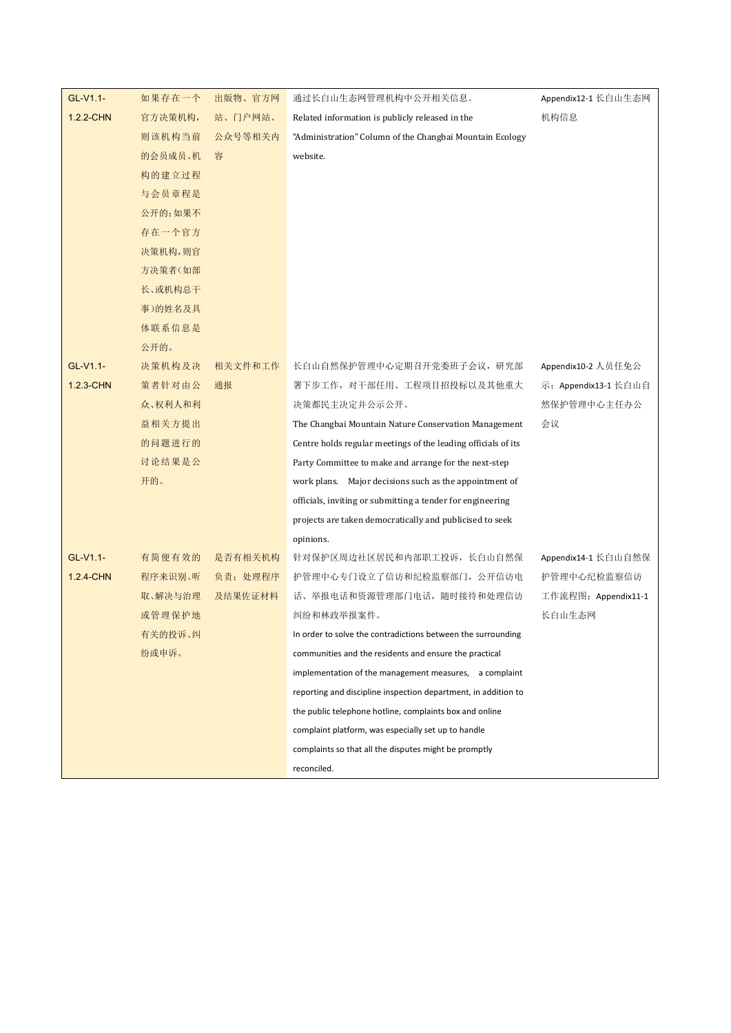| | | | | |
|---|---|---|---|---|
| GL-V1.1-1.2.2-CHN | 如果存在一个官方决策机构，则该机构当前的会员成员、机构的建立过程与会员章程是公开的；如果不存在一个官方决策机构，则官方决策者（如部长、或机构总干事）的姓名及具体联系信息是公开的。 | 出版物、官方网站、门户网站、公众号等相关内容 | 通过长白山生态网管理机构中公开相关信息。<br>Related information is publicly released in the "Administration" Column of the Changbai Mountain Ecology website. | Appendix12-1 长白山生态网机构信息 |
| GL-V1.1-1.2.3-CHN | 决策机构及决策者针对由公众、权利人和利益相关方提出的问题进行的讨论结果是公开的。 | 相关文件和工作通报 | 长白山自然保护管理中心定期召开党委班子会议，研究部署下步工作，对于干部任用、工程项目招投标以及其他重大决策都民主决定并公示公开。<br>The Changbai Mountain Nature Conservation Management Centre holds regular meetings of the leading officials of its Party Committee to make and arrange for the next-step work plans. Major decisions such as the appointment of officials, inviting or submitting a tender for engineering projects are taken democratically and publicised to seek opinions. | Appendix10-2 人员任免公示；Appendix13-1 长白山自然保护管理中心主任办公会议 |
| GL-V1.1-1.2.4-CHN | 有简便有效的程序来识别、听取、解决与治理或管理保护地有关的投诉、纠纷或申诉。 | 是否有相关机构负责；处理程序及结果佐证材料 | 针对保护区周边社区居民和内部职工投诉，长白山自然保护管理中心专门设立了信访和纪检监察部门，公开信访电话、举报电话和资源管理部门电话，随时接待和处理信访纠纷和林政举报案件。<br>In order to solve the contradictions between the surrounding communities and the residents and ensure the practical implementation of the management measures, a complaint reporting and discipline inspection department, in addition to the public telephone hotline, complaints box and online complaint platform, was especially set up to handle complaints so that all the disputes might be promptly reconciled. | Appendix14-1 长白山自然保护管理中心纪检监察信访工作流程图；Appendix11-1 长白山生态网 |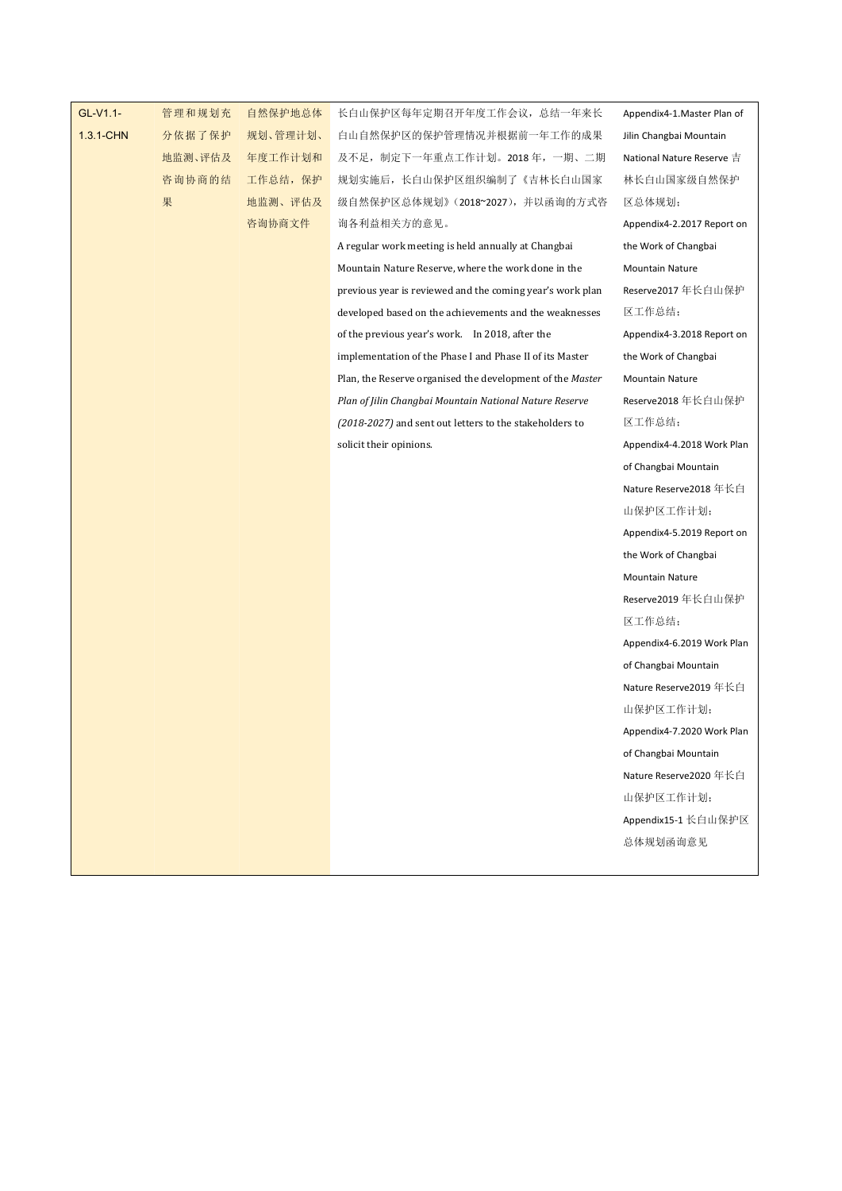| GL-V1.1-1.3.1-CHN | 管理和规划充分依据了保护地监测、评估及咨询协商的结果 | 自然保护地总体规划、管理计划、年度工作计划和工作总结，保护地监测、评估及咨询协商文件 | 长白山保护区每年定期召开年度工作会议，总结一年来长白山自然保护区的保护管理情况并根据前一年工作的成果及不足，制定下一年重点工作计划。2018 年，一期、二期规划实施后，长白山保护区组织编制了《吉林长白山国家级自然保护区总体规划》（2018~2027），并以函询的方式咨询各利益相关方的意见。<br>A regular work meeting is held annually at Changbai Mountain Nature Reserve, where the work done in the previous year is reviewed and the coming year's work plan developed based on the achievements and the weaknesses of the previous year's work. In 2018, after the implementation of the Phase I and Phase II of its Master Plan, the Reserve organised the development of the *Master Plan of Jilin Changbai Mountain National Nature Reserve (2018-2027)* and sent out letters to the stakeholders to solicit their opinions. | Appendix4-1.Master Plan of Jilin Changbai Mountain National Nature Reserve 吉林长白山国家级自然保护区总体规划；<br>Appendix4-2.2017 Report on the Work of Changbai Mountain Nature Reserve2017 年长白山保护区工作总结；<br>Appendix4-3.2018 Report on the Work of Changbai Mountain Nature Reserve2018 年长白山保护区工作总结；<br>Appendix4-4.2018 Work Plan of Changbai Mountain Nature Reserve2018 年长白山保护区工作计划；<br>Appendix4-5.2019 Report on the Work of Changbai Mountain Nature Reserve2019 年长白山保护区工作总结；<br>Appendix4-6.2019 Work Plan of Changbai Mountain Nature Reserve2019 年长白山保护区工作计划；<br>Appendix4-7.2020 Work Plan of Changbai Mountain Nature Reserve2020 年长白山保护区工作计划；<br>Appendix15-1 长白山保护区总体规划函询意见 |
|---|---|---|---|---|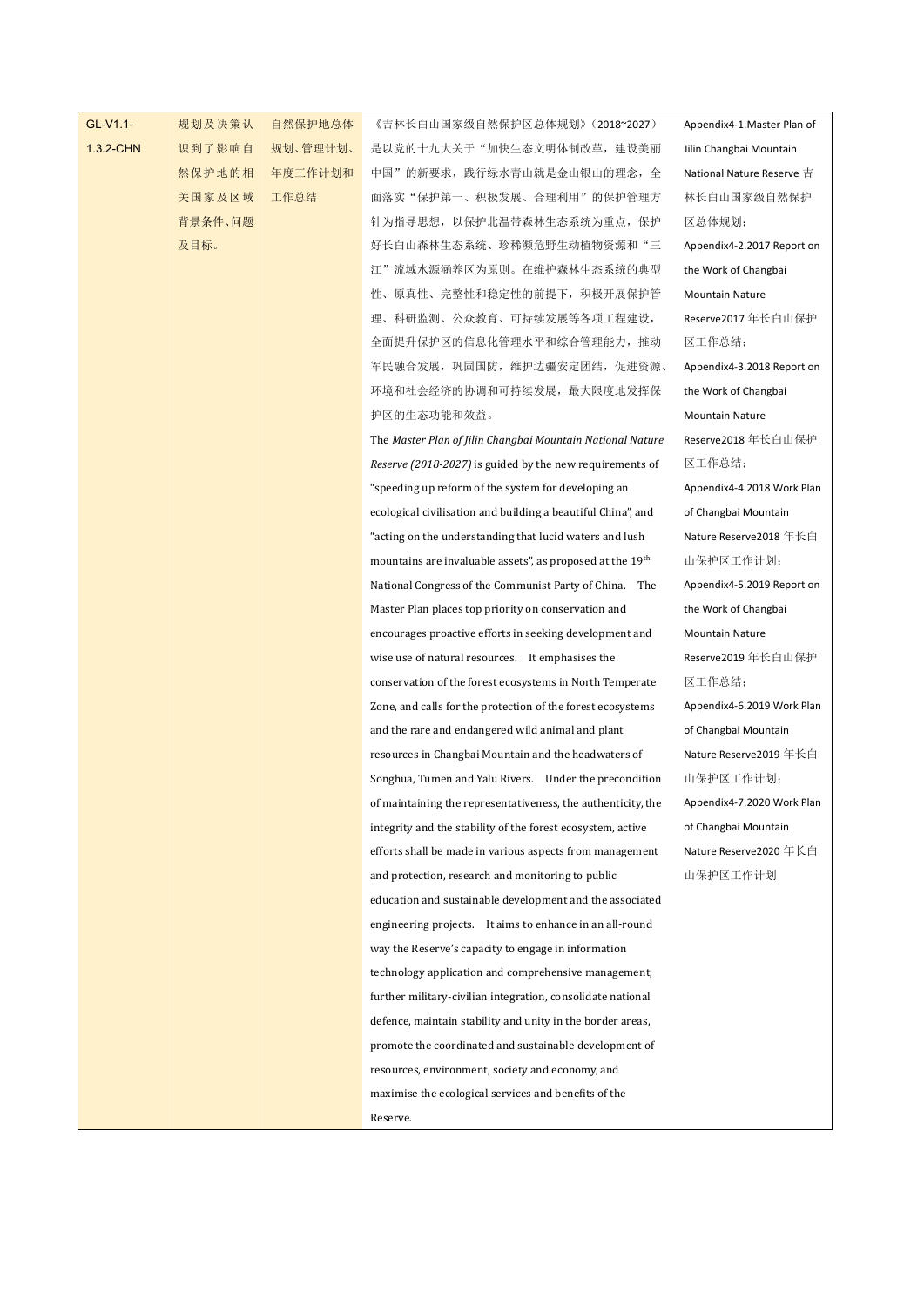| | | | | |
|---|---|---|---|---|
| GL-V1.1-1.3.2-CHN | 规划及决策认识到了影响自然保护地的相关国家及区域背景条件、问题及目标。 | 自然保护地总体规划、管理计划、年度工作计划和工作总结 | 《吉林长白山国家级自然保护区总体规划》（2018~2027）是以党的十九大关于"加快生态文明体制改革，建设美丽中国"的新要求，践行绿水青山就是金山银山的理念，全面落实"保护第一、积极发展、合理利用"的保护管理方针为指导思想，以保护北温带森林生态系统为重点，保护好长白山森林生态系统、珍稀濒危野生动植物资源和"三江"流域水源涵养区为原则。在维护森林生态系统的典型性、原真性、完整性和稳定性的前提下，积极开展保护管理、科研监测、公众教育、可持续发展等各项工程建设，全面提升保护区的信息化管理水平和综合管理能力，推动军民融合发展，巩固国防，维护边疆安定团结，促进资源、环境和社会经济的协调和可持续发展，最大限度地发挥保护区的生态功能和效益。<br>The *Master Plan of Jilin Changbai Mountain National Nature Reserve (2018-2027)* is guided by the new requirements of "speeding up reform of the system for developing an ecological civilisation and building a beautiful China", and "acting on the understanding that lucid waters and lush mountains are invaluable assets", as proposed at the 19th National Congress of the Communist Party of China. The Master Plan places top priority on conservation and encourages proactive efforts in seeking development and wise use of natural resources. It emphasises the conservation of the forest ecosystems in North Temperate Zone, and calls for the protection of the forest ecosystems and the rare and endangered wild animal and plant resources in Changbai Mountain and the headwaters of Songhua, Tumen and Yalu Rivers. Under the precondition of maintaining the representativeness, the authenticity, the integrity and the stability of the forest ecosystem, active efforts shall be made in various aspects from management and protection, research and monitoring to public education and sustainable development and the associated engineering projects. It aims to enhance in an all-round way the Reserve's capacity to engage in information technology application and comprehensive management, further military-civilian integration, consolidate national defence, maintain stability and unity in the border areas, promote the coordinated and sustainable development of resources, environment, society and economy, and maximise the ecological services and benefits of the Reserve. | Appendix4-1.Master Plan of Jilin Changbai Mountain National Nature Reserve 吉林长白山国家级自然保护区总体规划；<br>Appendix4-2.2017 Report on the Work of Changbai Mountain Nature Reserve2017 年长白山保护区工作总结；<br>Appendix4-3.2018 Report on the Work of Changbai Mountain Nature Reserve2018 年长白山保护区工作总结；<br>Appendix4-4.2018 Work Plan of Changbai Mountain Nature Reserve2018 年长白山保护区工作计划；<br>Appendix4-5.2019 Report on the Work of Changbai Mountain Nature Reserve2019 年长白山保护区工作总结；<br>Appendix4-6.2019 Work Plan of Changbai Mountain Nature Reserve2019 年长白山保护区工作计划；<br>Appendix4-7.2020 Work Plan of Changbai Mountain Nature Reserve2020 年长白山保护区工作计划 |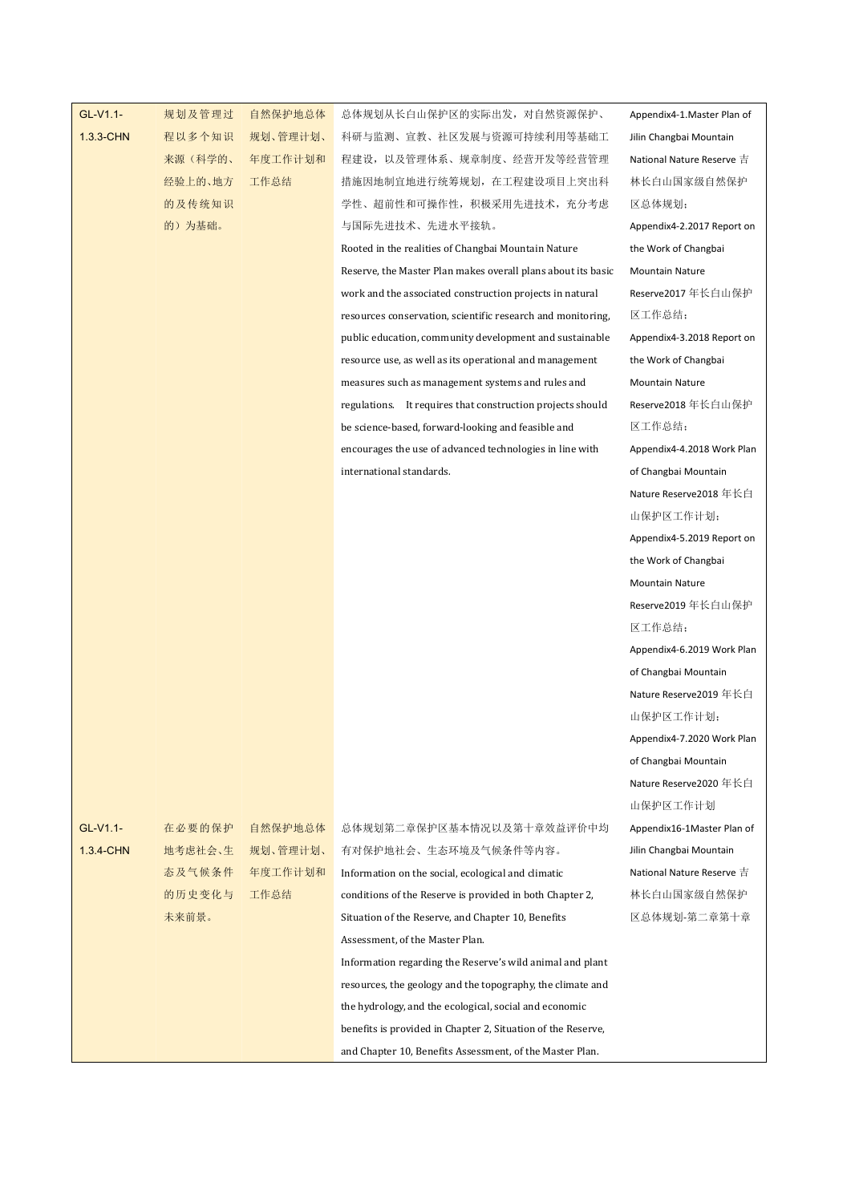| GL-V1.1-1.3.3-CHN | 规划及管理过程以多个知识来源（科学的、经验上的、地方的及传统知识的）为基础。 | 自然保护地总体规划、管理计划、年度工作计划和工作总结 | 总体规划从长白山保护区的实际出发，对自然资源保护、科研与监测、宣教、社区发展与资源可持续利用等基础工程建设，以及管理体系、规章制度、经营开发等经营管理措施因地制宜地进行统筹规划，在工程建设项目上突出科学性、超前性和可操作性，积极采用先进技术，充分考虑与国际先进技术、先进水平接轨。<br>Rooted in the realities of Changbai Mountain Nature Reserve, the Master Plan makes overall plans about its basic work and the associated construction projects in natural resources conservation, scientific research and monitoring, public education, community development and sustainable resource use, as well as its operational and management measures such as management systems and rules and regulations. It requires that construction projects should be science-based, forward-looking and feasible and encourages the use of advanced technologies in line with international standards. | Appendix4-1.Master Plan of Jilin Changbai Mountain National Nature Reserve 吉林长白山国家级自然保护区总体规划；<br>Appendix4-2.2017 Report on the Work of Changbai Mountain Nature Reserve2017 年长白山保护区工作总结；<br>Appendix4-3.2018 Report on the Work of Changbai Mountain Nature Reserve2018 年长白山保护区工作总结；<br>Appendix4-4.2018 Work Plan of Changbai Mountain Nature Reserve2018 年长白山保护区工作计划；<br>Appendix4-5.2019 Report on the Work of Changbai Mountain Nature Reserve2019 年长白山保护区工作总结；<br>Appendix4-6.2019 Work Plan of Changbai Mountain Nature Reserve2019 年长白山保护区工作计划；<br>Appendix4-7.2020 Work Plan of Changbai Mountain Nature Reserve2020 年长白山保护区工作计划 |
|---|---|---|---|---|
| GL-V1.1-1.3.4-CHN | 在必要的保护地考虑社会、生态及气候条件的历史变化与未来前景。 | 自然保护地总体规划、管理计划、年度工作计划和工作总结 | 总体规划第二章保护区基本情况以及第十章效益评价中均有对保护地社会、生态环境及气候条件等内容。<br>Information on the social, ecological and climatic conditions of the Reserve is provided in both Chapter 2, Situation of the Reserve, and Chapter 10, Benefits Assessment, of the Master Plan.<br>Information regarding the Reserve's wild animal and plant resources, the geology and the topography, the climate and the hydrology, and the ecological, social and economic benefits is provided in Chapter 2, Situation of the Reserve, and Chapter 10, Benefits Assessment, of the Master Plan. | Appendix16-1Master Plan of Jilin Changbai Mountain National Nature Reserve 吉林长白山国家级自然保护区总体规划-第二章第十章 |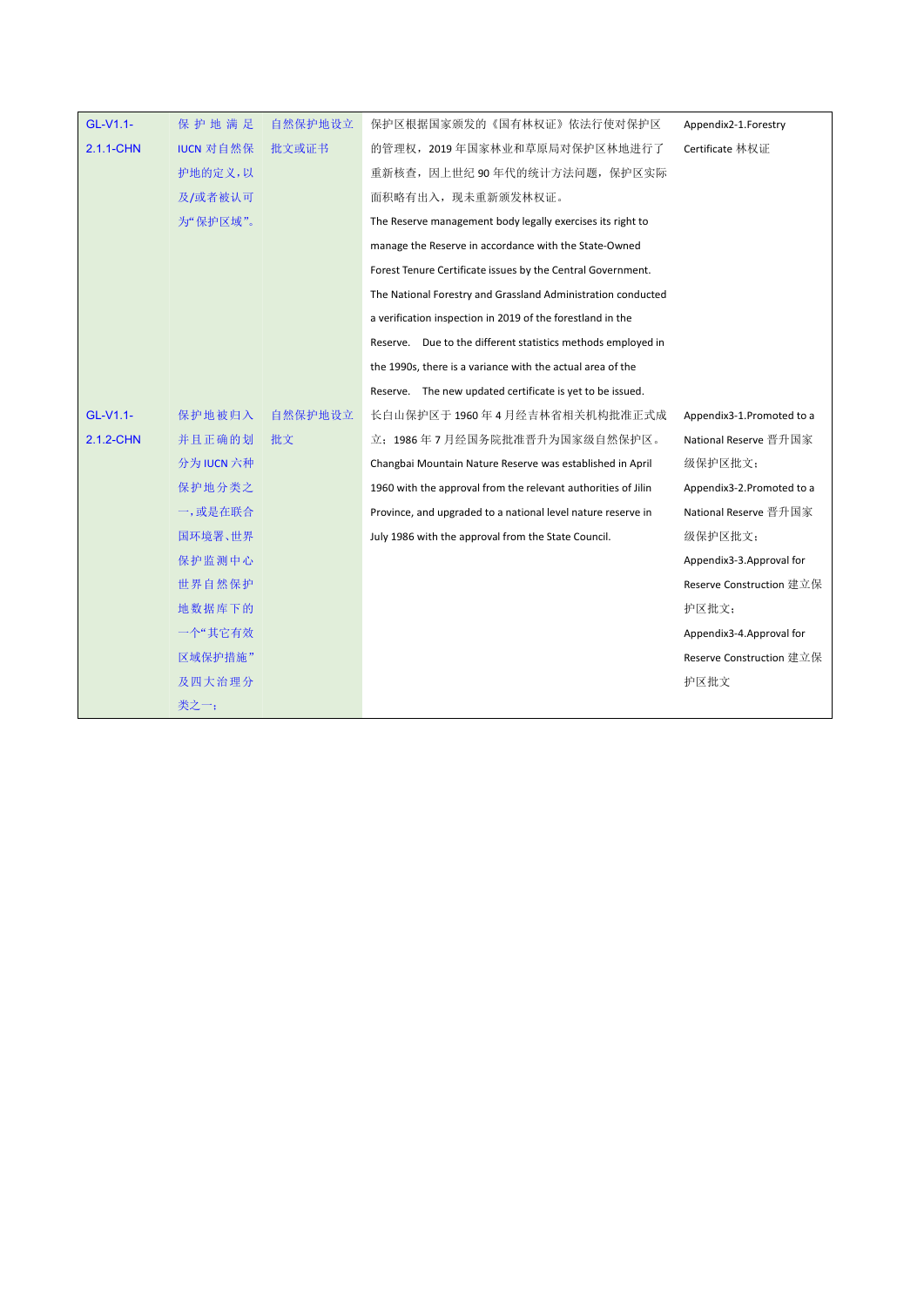| GL-V1.1-2.1.1-CHN | 保护地满足IUCN对自然保护地的定义，以及/或者被认可为"保护区域"。 | 自然保护地设立批文或证书 | 保护区根据国家颁发的《国有林权证》依法行使对保护区的管理权，2019年国家林业和草原局对保护区林地进行了重新核查，因上世纪90年代的统计方法问题，保护区实际面积略有出入，现未重新颁发林权证。 The Reserve management body legally exercises its right to manage the Reserve in accordance with the State-Owned Forest Tenure Certificate issues by the Central Government. The National Forestry and Grassland Administration conducted a verification inspection in 2019 of the forestland in the Reserve. Due to the different statistics methods employed in the 1990s, there is a variance with the actual area of the Reserve. The new updated certificate is yet to be issued. | Appendix2-1.Forestry Certificate 林权证 |
|---|---|---|---|---|
| GL-V1.1-2.1.2-CHN | 保护地被归入并且正确的划分为IUCN六种保护地分类之一，或是在联合国环境署、世界保护监测中心世界自然保护地数据库下的一个"其它有效区域保护措施"及四大治理分类之一； | 自然保护地设立批文 | 长白山保护区于1960年4月经吉林省相关机构批准正式成立；1986年7月经国务院批准晋升为国家级自然保护区。 Changbai Mountain Nature Reserve was established in April 1960 with the approval from the relevant authorities of Jilin Province, and upgraded to a national level nature reserve in July 1986 with the approval from the State Council. | Appendix3-1.Promoted to a National Reserve 晋升国家级保护区批文； Appendix3-2.Promoted to a National Reserve 晋升国家级保护区批文； Appendix3-3.Approval for Reserve Construction 建立保护区批文； Appendix3-4.Approval for Reserve Construction 建立保护区批文 |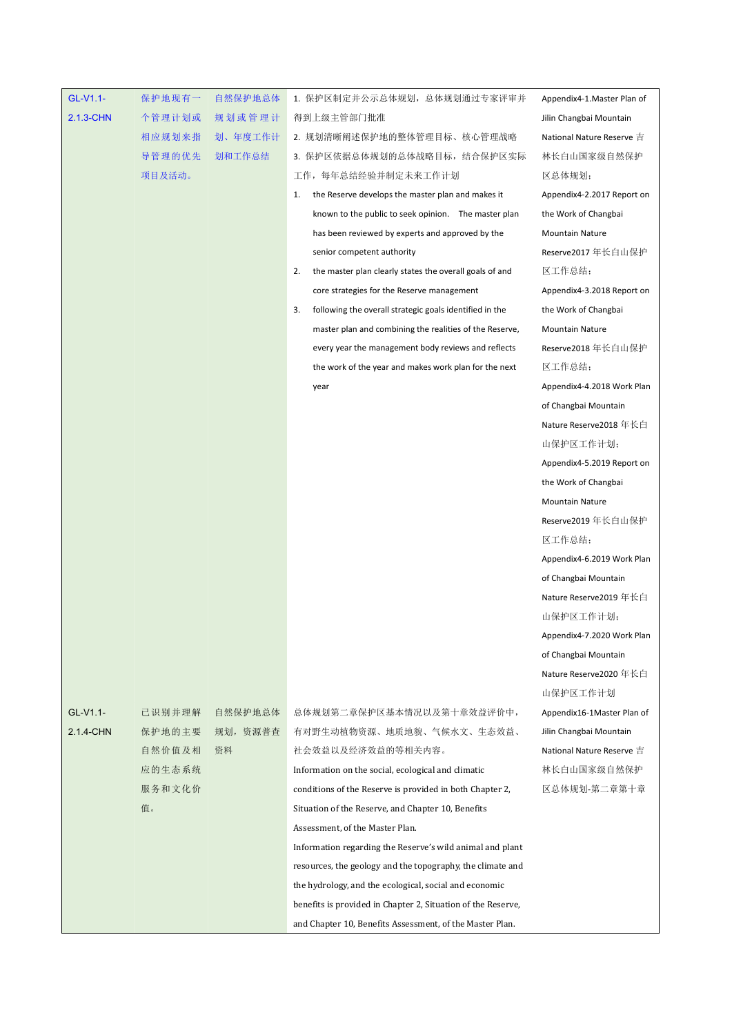| | | | | |
|---|---|---|---|---|
| GL-V1.1-2.1.3-CHN | 保护地现有一个管理计划或相应规划来指导管理的优先项目及活动。 | 自然保护地总体规划或管理计划、年度工作计划和工作总结 | 1. 保护区制定并公示总体规划，总体规划通过专家评审并得到上级主管部门批准<br>2. 规划清晰阐述保护地的整体管理目标、核心管理战略<br>3. 保护区依据总体规划的总体战略目标，结合保护区实际工作，每年总结经验并制定未来工作计划<br>1. the Reserve develops the master plan and makes it known to the public to seek opinion. The master plan has been reviewed by experts and approved by the senior competent authority<br>2. the master plan clearly states the overall goals of and core strategies for the Reserve management<br>3. following the overall strategic goals identified in the master plan and combining the realities of the Reserve, every year the management body reviews and reflects the work of the year and makes work plan for the next year | Appendix4-1.Master Plan of Jilin Changbai Mountain National Nature Reserve 吉林长白山国家级自然保护区总体规划；<br>Appendix4-2.2017 Report on the Work of Changbai Mountain Nature Reserve2017 年长白山保护区工作总结；<br>Appendix4-3.2018 Report on the Work of Changbai Mountain Nature Reserve2018 年长白山保护区工作总结；<br>Appendix4-4.2018 Work Plan of Changbai Mountain Nature Reserve2018 年长白山保护区工作计划；<br>Appendix4-5.2019 Report on the Work of Changbai Mountain Nature Reserve2019 年长白山保护区工作总结；<br>Appendix4-6.2019 Work Plan of Changbai Mountain Nature Reserve2019 年长白山保护区工作计划；<br>Appendix4-7.2020 Work Plan of Changbai Mountain Nature Reserve2020 年长白山保护区工作计划 |
| GL-V1.1-2.1.4-CHN | 已识别并理解保护地的主要自然价值及相应的生态系统服务和文化价值。 | 自然保护地总体规划，资源普查资料 | 总体规划第二章保护区基本情况以及第十章效益评价中，有对野生动植物资源、地质地貌、气候水文、生态效益、社会效益以及经济效益的等相关内容。<br>Information on the social, ecological and climatic conditions of the Reserve is provided in both Chapter 2, Situation of the Reserve, and Chapter 10, Benefits Assessment, of the Master Plan.<br>Information regarding the Reserve's wild animal and plant resources, the geology and the topography, the climate and the hydrology, and the ecological, social and economic benefits is provided in Chapter 2, Situation of the Reserve, and Chapter 10, Benefits Assessment, of the Master Plan. | Appendix16-1Master Plan of Jilin Changbai Mountain National Nature Reserve 吉林长白山国家级自然保护区总体规划-第二章第十章 |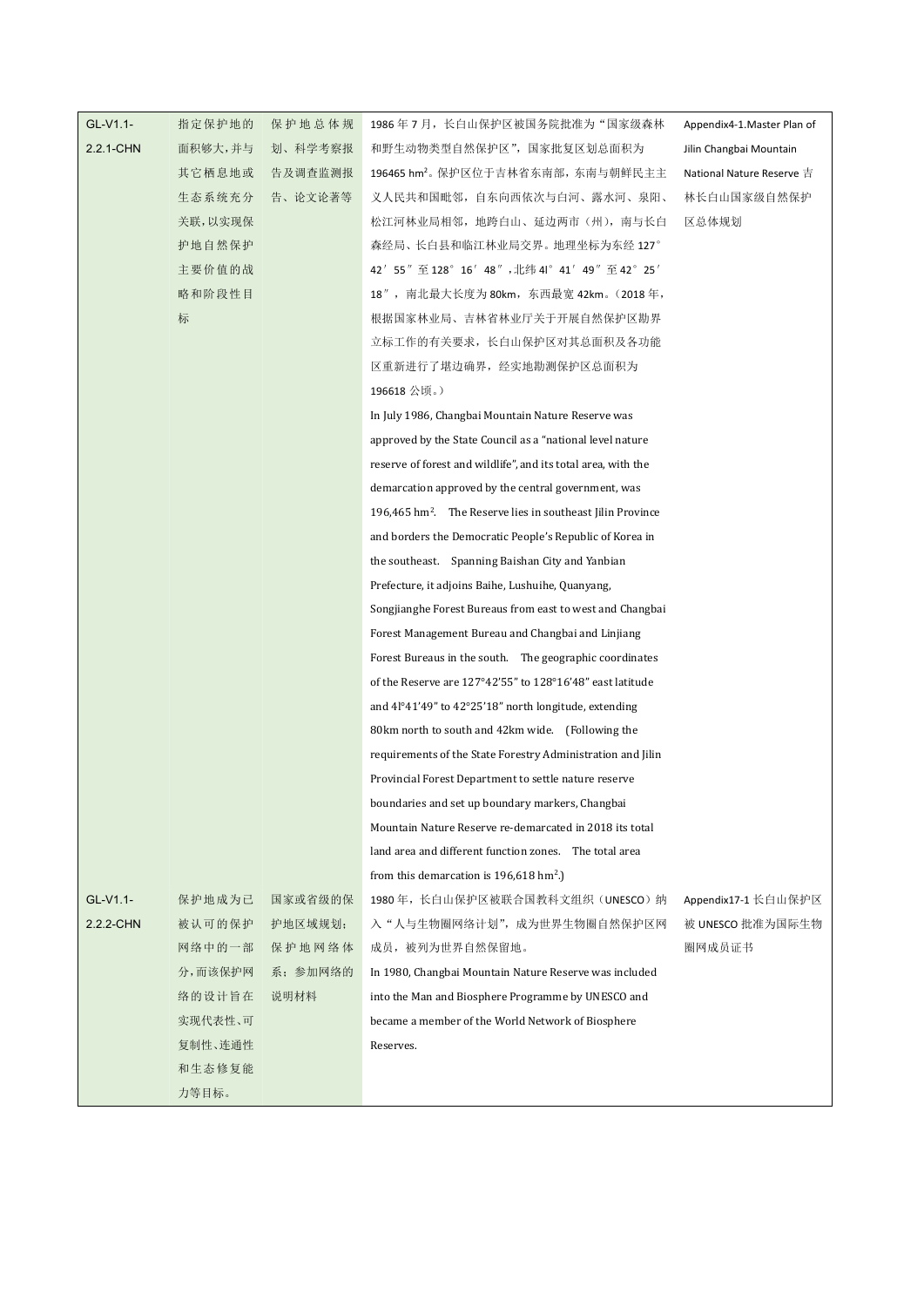| | | | | |
|---|---|---|---|---|
| GL-V1.1-2.2.1-CHN | 指定保护地的面积够大，并与其它栖息地或生态系统充分关联，以实现保护地自然保护主要价值的战略和阶段性目标 | 保护地总体规划、科学考察报告及调查监测报告、论文论著等 | 1986 年 7 月，长白山保护区被国务院批准为“国家级森林和野生动物类型自然保护区”，国家批复区划总面积为 196465 $hm^2$。保护区位于吉林省东南部，东南与朝鲜民主主义人民共和国毗邻，自东向西依次与白河、露水河、泉阳、松江河林业局相邻，地跨白山、延边两市（州），南与长白森经局、长白县和临江林业局交界。地理坐标为东经 127°42′55″至 128°16′48″，北纬 4l°41′49″至 42°25′18″，南北最大长度为 80km，东西最宽 42km。（2018 年，根据国家林业局、吉林省林业厅关于开展自然保护区勘界立标工作的有关要求，长白山保护区对其总面积及各功能区重新进行了堪边确界，经实地勘测保护区总面积为 196618 公顷。）<br>In July 1986, Changbai Mountain Nature Reserve was approved by the State Council as a “national level nature reserve of forest and wildlife”, and its total area, with the demarcation approved by the central government, was 196,465 $hm^2$. The Reserve lies in southeast Jilin Province and borders the Democratic People’s Republic of Korea in the southeast. Spanning Baishan City and Yanbian Prefecture, it adjoins Baihe, Lushuihe, Quanyang, Songjianghe Forest Bureaus from east to west and Changbai Forest Management Bureau and Changbai and Linjiang Forest Bureaus in the south. The geographic coordinates of the Reserve are 127°42’55” to 128°16’48” east latitude and 4l°41’49” to 42°25’18” north longitude, extending 80km north to south and 42km wide. (Following the requirements of the State Forestry Administration and Jilin Provincial Forest Department to settle nature reserve boundaries and set up boundary markers, Changbai Mountain Nature Reserve re-demarcated in 2018 its total land area and different function zones. The total area from this demarcation is 196,618 $hm^2$.) | Appendix4-1.Master Plan of Jilin Changbai Mountain National Nature Reserve 吉林长白山国家级自然保护区总体规划 |
| GL-V1.1-2.2.2-CHN | 保护地成为已被认可的保护网络中的一部分，而该保护网络的设计旨在实现代表性、可复制性、连通性和生态修复能力等目标。 | 国家或省级的保护地区域规划；保护地网络体系；参加网络的说明材料 | 1980 年，长白山保护区被联合国教科文组织（UNESCO）纳入“人与生物圈网络计划”，成为世界生物圈自然保护区网成员，被列为世界自然保留地。<br>In 1980, Changbai Mountain Nature Reserve was included into the Man and Biosphere Programme by UNESCO and became a member of the World Network of Biosphere Reserves. | Appendix17-1 长白山保护区被 UNESCO 批准为国际生物圈网成员证书 |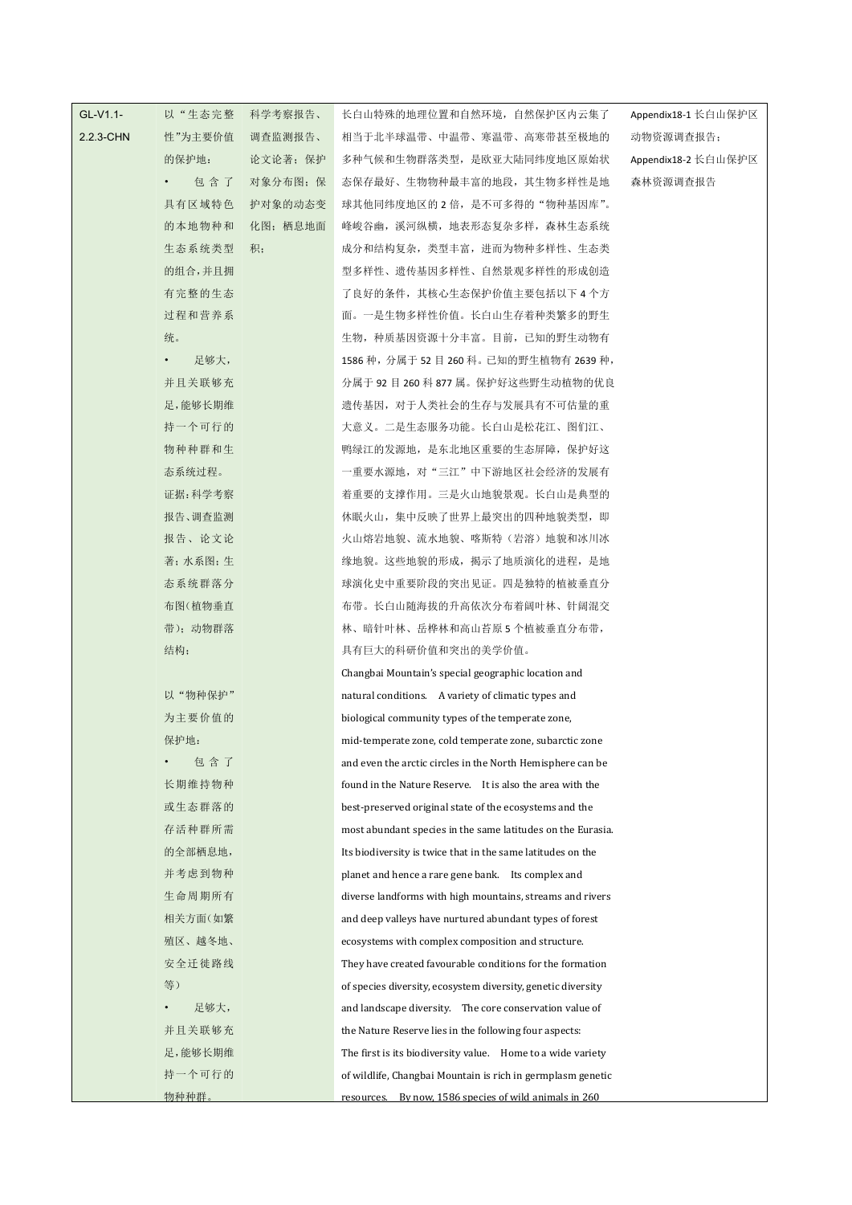| GL-V1.1-2.2.3-CHN | 以"生态完整性"为主要价值的保护地：<br>• 包含了具有区域特色的本地物种和生态系统类型的组合，并且拥有完整的生态过程和营养系统。<br>• 足够大，并且关联够充足，能够长期维持一个可行的物种种群和生态系统过程。<br>证据：科学考察报告、调查监测报告、论文论著；水系图；生态系统群落分布图（植物垂直带）；动物群落结构；<br><br>以"物种保护"为主要价值的保护地：<br>• 包含了长期维持物种或生态群落的存活种群所需的全部栖息地，并考虑到物种生命周期所有相关方面（如繁殖区、越冬地、安全迁徙路线等）<br>• 足够大，并且关联够充足，能够长期维持一个可行的物种种群。 | 科学考察报告、调查监测报告、论文论著；保护对象分布图；保护对象的动态变化图；栖息地面积； | 长白山特殊的地理位置和自然环境，自然保护区内云集了相当于北半球温带、中温带、寒温带、高寒带甚至极地的多种气候和生物群落类型，是欧亚大陆同纬度地区原始状态保存最好、生物物种最丰富的地段，其生物多样性是地球其他同纬度地区的 2 倍，是不可多得的"物种基因库"。峰峦谷幽，溪河纵横，地表形态复杂多样，森林生态系统成分和结构复杂，类型丰富，进而为物种多样性、生态类型多样性、遗传基因多样性、自然景观多样性的形成创造了良好的条件，其核心生态保护价值主要包括以下 4 个方面。一是生物多样性价值。长白山生存着种类繁多的野生生物，种质基因资源十分丰富。目前，已知的野生动物有 1586 种，分属于 52 目 260 科。已知的野生植物有 2639 种，分属于 92 目 260 科 877 属。保护好这些野生动植物的优良遗传基因，对于人类社会的生存与发展具有不可估量的重大意义。二是生态服务功能。长白山是松花江、图们江、鸭绿江的发源地，是东北地区重要的生态屏障，保护好这一重要水源地，对"三江"中下游地区社会经济的发展有着重要的支撑作用。三是火山地貌景观。长白山是典型的休眠火山，集中反映了世界上最突出的四种地貌类型，即火山熔岩地貌、流水地貌、喀斯特（岩溶）地貌和冰川冰缘地貌。这些地貌的形成，揭示了地质演化的进程，是地球演化史中重要阶段的突出见证。四是独特的植被垂直分布带。长白山随海拔的升高依次分布着阔叶林、针阔混交林、暗针叶林、岳桦林和高山苔原 5 个植被垂直分布带，具有巨大的科研价值和突出的美学价值。<br><br>Changbai Mountain's special geographic location and natural conditions. A variety of climatic types and biological community types of the temperate zone, mid-temperate zone, cold temperate zone, subarctic zone and even the arctic circles in the North Hemisphere can be found in the Nature Reserve. It is also the area with the best-preserved original state of the ecosystems and the most abundant species in the same latitudes on the Eurasia. Its biodiversity is twice that in the same latitudes on the planet and hence a rare gene bank. Its complex and diverse landforms with high mountains, streams and rivers and deep valleys have nurtured abundant types of forest ecosystems with complex composition and structure. They have created favourable conditions for the formation of species diversity, ecosystem diversity, genetic diversity and landscape diversity. The core conservation value of the Nature Reserve lies in the following four aspects: The first is its biodiversity value. Home to a wide variety of wildlife, Changbai Mountain is rich in germplasm genetic resources. By now, 1586 species of wild animals in 260 | Appendix18-1 长白山保护区动物资源调查报告；<br>Appendix18-2 长白山保护区森林资源调查报告 |
|---|---|---|---|---|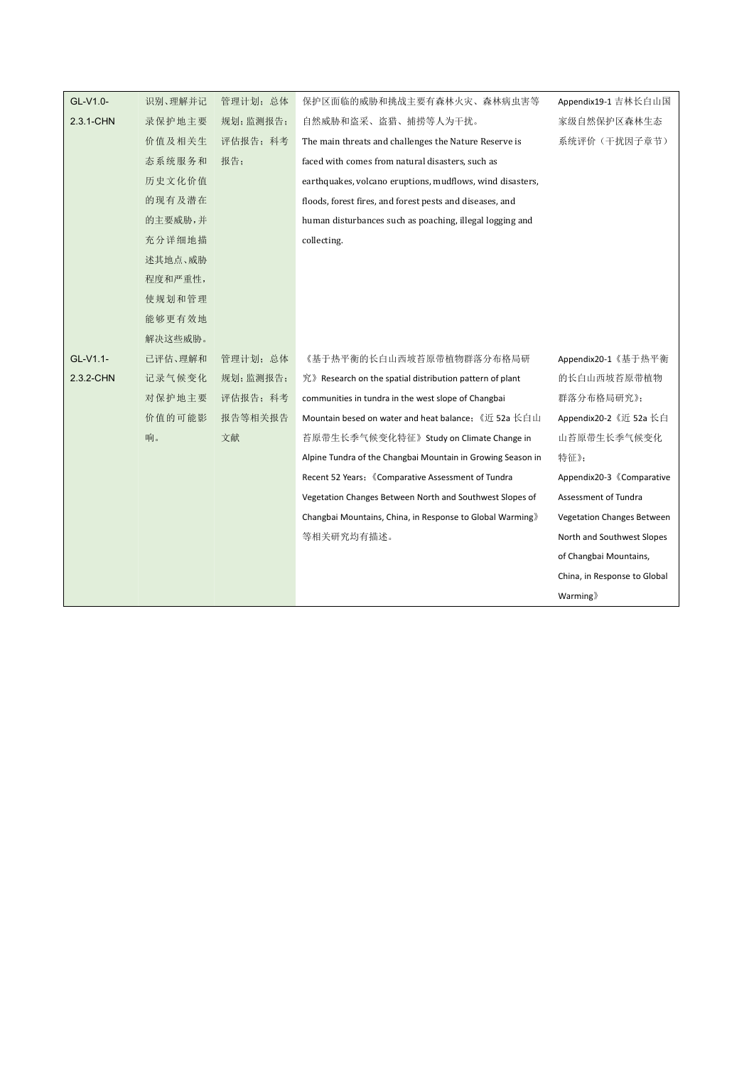| GL-V1.0-2.3.1-CHN | 识别、理解并记录保护地主要价值及相关生态系统服务和历史文化价值的现有及潜在的主要威胁，并充分详细地描述其地点、威胁程度和严重性，使规划和管理能够更有效地解决这些威胁。 | 管理计划；总体规划；监测报告；评估报告；科考报告； | 保护区面临的威胁和挑战主要有森林火灾、森林病虫害等自然威胁和盗采、盗猎、捕捞等人为干扰。 The main threats and challenges the Nature Reserve is faced with comes from natural disasters, such as earthquakes, volcano eruptions, mudflows, wind disasters, floods, forest fires, and forest pests and diseases, and human disturbances such as poaching, illegal logging and collecting. | Appendix19-1 吉林长白山国家级自然保护区森林生态系统评价（干扰因子章节） |
|---|---|---|---|---|
| GL-V1.1-2.3.2-CHN | 已评估、理解和记录气候变化对保护地主要价值的可能影响。 | 管理计划；总体规划；监测报告；评估报告；科考报告等相关报告文献 | 《基于热平衡的长白山西坡苔原带植物群落分布格局研究》Research on the spatial distribution pattern of plant communities in tundra in the west slope of Changbai Mountain besed on water and heat balance；《近 52a 长白山苔原带生长季气候变化特征》Study on Climate Change in Alpine Tundra of the Changbai Mountain in Growing Season in Recent 52 Years；《Comparative Assessment of Tundra Vegetation Changes Between North and Southwest Slopes of Changbai Mountains, China, in Response to Global Warming》等相关研究均有描述。 | Appendix20-1《基于热平衡的长白山西坡苔原带植物群落分布格局研究》；Appendix20-2《近 52a 长白山苔原带生长季气候变化特征》；Appendix20-3《Comparative Assessment of Tundra Vegetation Changes Between North and Southwest Slopes of Changbai Mountains, China, in Response to Global Warming》 |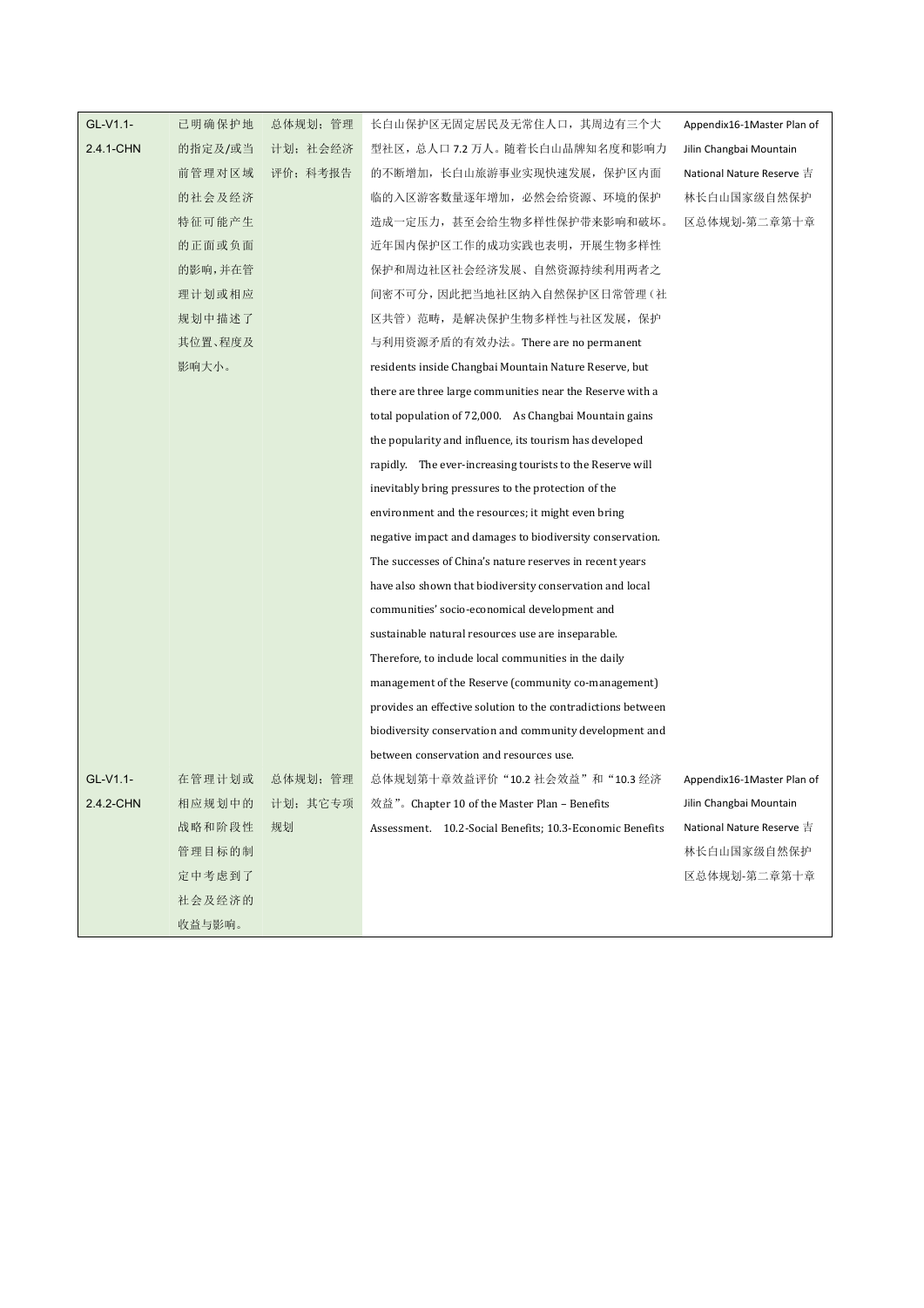| | | | | |
|---|---|---|---|---|
| GL-V1.1-2.4.1-CHN | 已明确保护地的指定及/或当前管理对区域的社会及经济特征可能产生的正面或负面的影响,并在管理计划或相应规划中描述了其位置、程度及影响大小。 | 总体规划；管理计划；社会经济评价；科考报告 | 长白山保护区无固定居民及无常住人口，其周边有三个大型社区，总人口 7.2 万人。随着长白山品牌知名度和影响力的不断增加，长白山旅游事业实现快速发展，保护区内面临的入区游客数量逐年增加，必然会给资源、环境的保护造成一定压力，甚至会给生物多样性保护带来影响和破坏。近年国内保护区工作的成功实践也表明，开展生物多样性保护和周边社区社会经济发展、自然资源持续利用两者之间密不可分，因此把当地社区纳入自然保护区日常管理（社区共管）范畴，是解决保护生物多样性与社区发展，保护与利用资源矛盾的有效办法。There are no permanent residents inside Changbai Mountain Nature Reserve, but there are three large communities near the Reserve with a total population of 72,000. As Changbai Mountain gains the popularity and influence, its tourism has developed rapidly. The ever-increasing tourists to the Reserve will inevitably bring pressures to the protection of the environment and the resources; it might even bring negative impact and damages to biodiversity conservation. The successes of China's nature reserves in recent years have also shown that biodiversity conservation and local communities' socio-economical development and sustainable natural resources use are inseparable. Therefore, to include local communities in the daily management of the Reserve (community co-management) provides an effective solution to the contradictions between biodiversity conservation and community development and between conservation and resources use. | Appendix16-1Master Plan of Jilin Changbai Mountain National Nature Reserve 吉林长白山国家级自然保护区总体规划-第二章第十章 |
| GL-V1.1-2.4.2-CHN | 在管理计划或相应规划中的战略和阶段性管理目标的制定中考虑到了社会及经济的收益与影响。 | 总体规划；管理计划；其它专项规划 | 总体规划第十章效益评价“10.2 社会效益”和“10.3 经济效益”。Chapter 10 of the Master Plan – Benefits Assessment. 10.2-Social Benefits; 10.3-Economic Benefits | Appendix16-1Master Plan of Jilin Changbai Mountain National Nature Reserve 吉林长白山国家级自然保护区总体规划-第二章第十章 |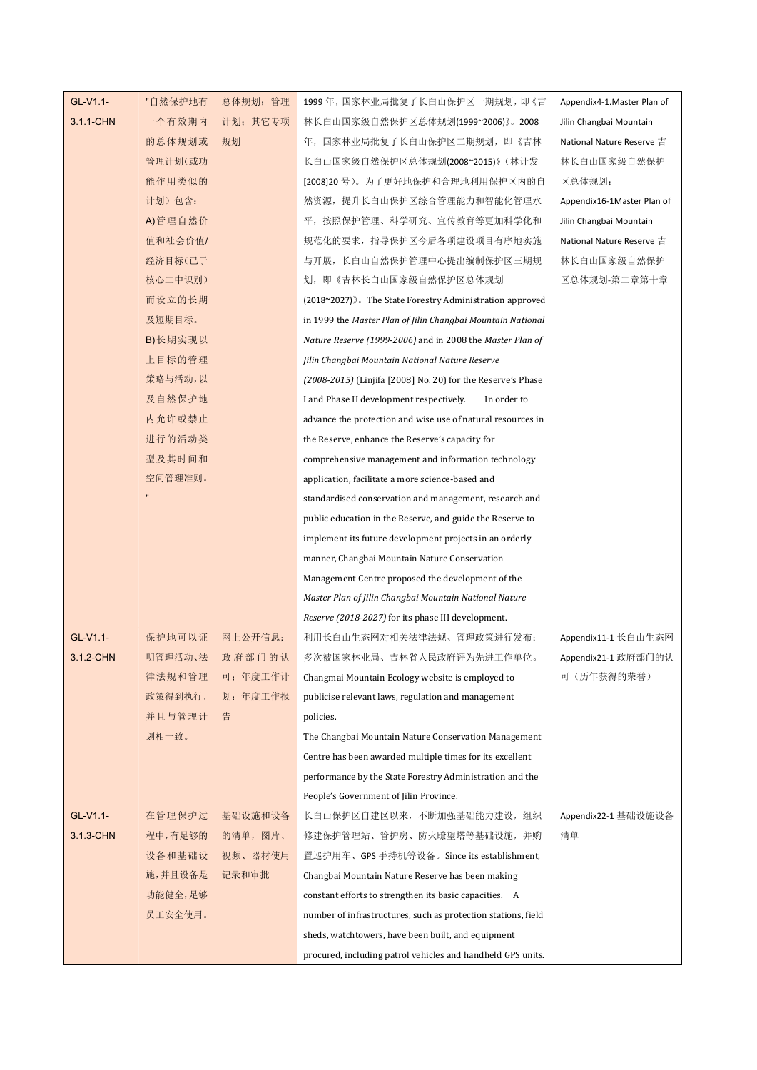| GL-V1.1-3.1.1-CHN | "自然保护地有一个有效期内的总体规划或管理计划（或功能作用类似的计划）包含：<br>A) 管理自然价值和社会价值/经济目标（已于核心二中识别）而设立的长期及短期目标。<br>B) 长期实现以上目标的管理策略与活动，以及自然保护地内允许或禁止进行的活动类型及其时间和空间管理准则。<br>" | 总体规划；管理计划；其它专项规划 | 1999 年，国家林业局批复了长白山保护区一期规划，即《吉林长白山国家级自然保护区总体规划(1999~2006)》。2008 年，国家林业局批复了长白山保护区二期规划，即《吉林长白山国家级自然保护区总体规划(2008~2015)》（林计发[2008]20 号）。为了更好地保护和合理地利用保护区内的自然资源，提升长白山保护区综合管理能力和智能化管理水平，按照保护管理、科学研究、宣传教育等更加科学化和规范化的要求，指导保护区今后各项建设项目有序地实施与开展，长白山自然保护管理中心提出编制保护区三期规划，即《吉林长白山国家级自然保护区总体规划(2018~2027)》。The State Forestry Administration approved in 1999 the *Master Plan of Jilin Changbai Mountain National Nature Reserve (1999-2006)* and in 2008 the *Master Plan of Jilin Changbai Mountain National Nature Reserve (2008-2015)* (Linjifa [2008] No. 20) for the Reserve's Phase I and Phase II development respectively. In order to advance the protection and wise use of natural resources in the Reserve, enhance the Reserve's capacity for comprehensive management and information technology application, facilitate a more science-based and standardised conservation and management, research and public education in the Reserve, and guide the Reserve to implement its future development projects in an orderly manner, Changbai Mountain Nature Conservation Management Centre proposed the development of the *Master Plan of Jilin Changbai Mountain National Nature Reserve (2018-2027)* for its phase III development. | Appendix4-1.Master Plan of Jilin Changbai Mountain National Nature Reserve 吉林长白山国家级自然保护区总体规划；<br>Appendix16-1Master Plan of Jilin Changbai Mountain National Nature Reserve 吉林长白山国家级自然保护区总体规划-第二章第十章 |
|---|---|---|---|---|
| GL-V1.1-3.1.2-CHN | 保护地可以证明管理活动、法律法规和管理政策得到执行，并且与管理计划相一致。 | 网上公开信息；政府部门的认可；年度工作计划；年度工作报告 | 利用长白山生态网对相关法律法规、管理政策进行发布；多次被国家林业局、吉林省人民政府评为先进工作单位。Changmai Mountain Ecology website is employed to publicise relevant laws, regulation and management policies.<br>The Changbai Mountain Nature Conservation Management Centre has been awarded multiple times for its excellent performance by the State Forestry Administration and the People's Government of Jilin Province. | Appendix11-1 长白山生态网<br>Appendix21-1 政府部门的认可（历年获得的荣誉） |
| GL-V1.1-3.1.3-CHN | 在管理保护过程中，有足够的设备和基础设施，并且设备是功能健全，足够员工安全使用。 | 基础设施和设备的清单，图片、视频、器材使用记录和审批 | 长白山保护区自建区以来，不断加强基础能力建设，组织修建保护管理站、管护房、防火瞭望塔等基础设施，并购置巡护用车、GPS 手持机等设备。Since its establishment, Changbai Mountain Nature Reserve has been making constant efforts to strengthen its basic capacities. A number of infrastructures, such as protection stations, field sheds, watchtowers, have been built, and equipment procured, including patrol vehicles and handheld GPS units. | Appendix22-1 基础设施设备清单 |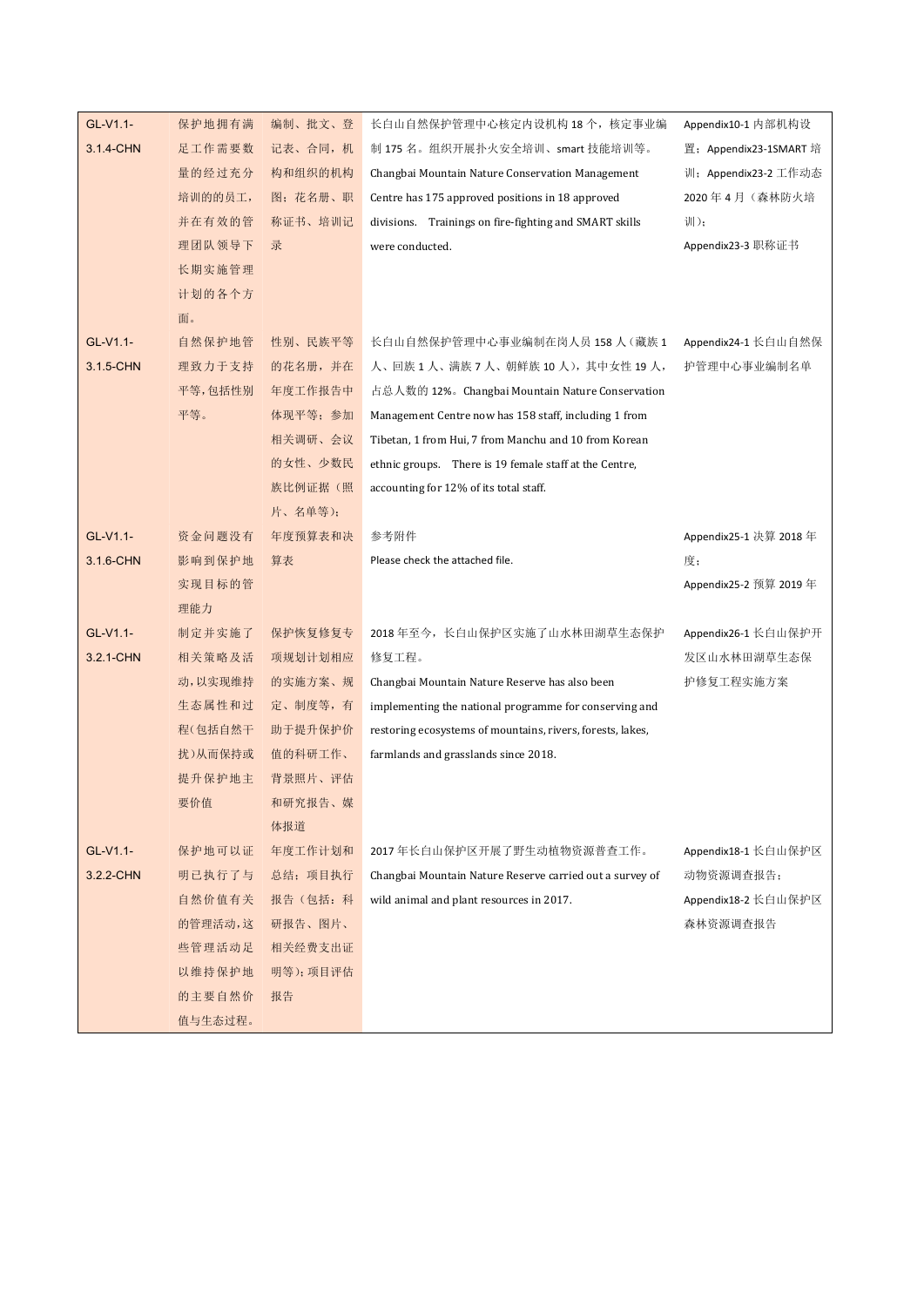| | | | | |
|---|---|---|---|---|
| GL-V1.1-3.1.4-CHN | 保护地拥有满足工作需要数量的经过充分培训的的员工，并在有效的管理团队领导下长期实施管理计划的各个方面。 | 编制、批文、登记表、合同，机构和组织的机构图；花名册、职称证书、培训记录 | 长白山自然保护管理中心核定内设机构 18 个，核定事业编制 175 名。组织开展扑火安全培训、smart 技能培训等。Changbai Mountain Nature Conservation Management Centre has 175 approved positions in 18 approved divisions. Trainings on fire-fighting and SMART skills were conducted. | Appendix10-1 内部机构设置；Appendix23-1SMART 培训；Appendix23-2 工作动态 2020 年 4 月（森林防火培训）；Appendix23-3 职称证书 |
| GL-V1.1-3.1.5-CHN | 自然保护地管理致力于支持平等,包括性别平等。 | 性别、民族平等的花名册，并在年度工作报告中体现平等；参加相关调研、会议的女性、少数民族比例证据（照片、名单等）； | 长白山自然保护管理中心事业编制在岗人员 158 人（藏族 1 人、回族 1 人、满族 7 人、朝鲜族 10 人），其中女性 19 人，占总人数的 12%。Changbai Mountain Nature Conservation Management Centre now has 158 staff, including 1 from Tibetan, 1 from Hui, 7 from Manchu and 10 from Korean ethnic groups. There is 19 female staff at the Centre, accounting for 12% of its total staff. | Appendix24-1 长白山自然保护管理中心事业编制名单 |
| GL-V1.1-3.1.6-CHN | 资金问题没有影响到保护地实现目标的管理能力 | 年度预算表和决算表 | 参考附件<br>Please check the attached file. | Appendix25-1 决算 2018 年度；<br>Appendix25-2 预算 2019 年 |
| GL-V1.1-3.2.1-CHN | 制定并实施了相关策略及活动,以实现维持生态属性和过程(包括自然干扰)从而保持或提升保护地主要价值 | 保护恢复修复专项规划计划相应的实施方案、规定、制度等，有助于提升保护价值的科研工作、背景照片、评估和研究报告、媒体报道 | 2018 年至今，长白山保护区实施了山水林田湖草生态保护修复工程。<br>Changbai Mountain Nature Reserve has also been implementing the national programme for conserving and restoring ecosystems of mountains, rivers, forests, lakes, farmlands and grasslands since 2018. | Appendix26-1 长白山保护开发区山水林田湖草生态保护修复工程实施方案 |
| GL-V1.1-3.2.2-CHN | 保护地可以证明已执行了与自然价值有关的管理活动，这些管理活动足以维持保护地的主要自然价值与生态过程。 | 年度工作计划和总结；项目执行报告（包括：科研报告、图片、相关经费支出证明等）；项目评估报告 | 2017 年长白山保护区开展了野生动植物资源普查工作。<br>Changbai Mountain Nature Reserve carried out a survey of wild animal and plant resources in 2017. | Appendix18-1 长白山保护区动物资源调查报告；<br>Appendix18-2 长白山保护区森林资源调查报告 |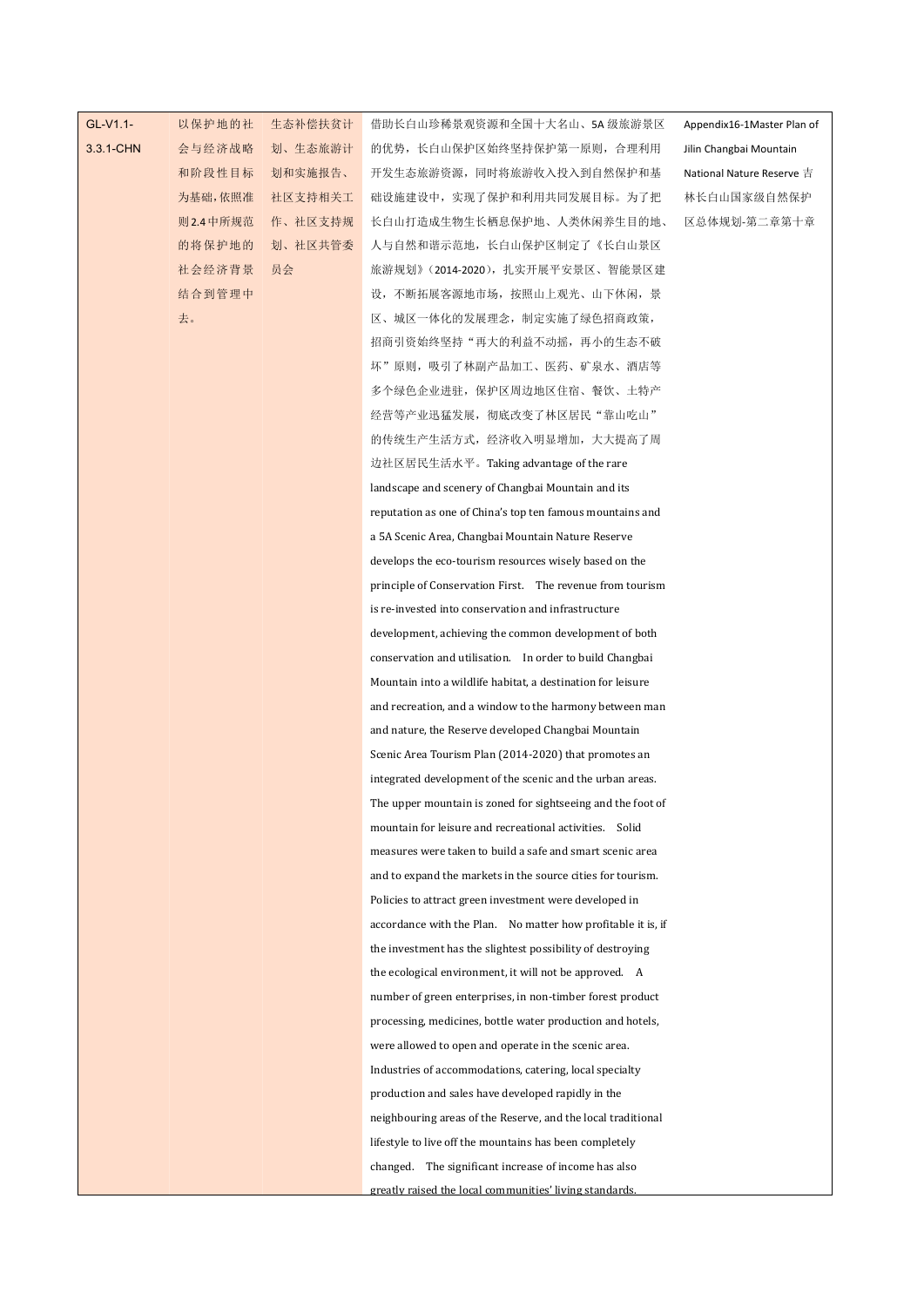| GL-V1.1-3.3.1-CHN | 以保护地的社会与经济战略和阶段性目标为基础，依照准则2.4中所规范的将保护地的社会经济背景结合到管理中去。 | 生态补偿扶贫计划、生态旅游计划和实施报告、社区支持相关工作、社区支持规划、社区共管委员会 | 借助长白山珍稀景观资源和全国十大名山、5A级旅游景区的优势，长白山保护区始终坚持保护第一原则，合理利用开发生态旅游资源，同时将旅游收入投入到自然保护和基础设施建设中，实现了保护和利用共同发展目标。为了把长白山打造成生物生长栖息保护地、人类休闲养生目的地、人与自然和谐示范地，长白山保护区制定了《长白山景区旅游规划》（2014-2020），扎实开展平安景区、智能景区建设，不断拓展客源地市场，按照山上观光、山下休闲，景区、城区一体化的发展理念，制定实施了绿色招商政策，招商引资始终坚持“再大的利益不动摇，再小的生态不破坏”原则，吸引了林副产品加工、医药、矿泉水、酒店等多个绿色企业进驻，保护区周边地区住宿、餐饮、土特产经营等产业迅猛发展，彻底改变了林区居民“靠山吃山”的传统生产生活方式，经济收入明显增加，大大提高了周边社区居民生活水平。Taking advantage of the rare landscape and scenery of Changbai Mountain and its reputation as one of China's top ten famous mountains and a 5A Scenic Area, Changbai Mountain Nature Reserve develops the eco-tourism resources wisely based on the principle of Conservation First. The revenue from tourism is re-invested into conservation and infrastructure development, achieving the common development of both conservation and utilisation. In order to build Changbai Mountain into a wildlife habitat, a destination for leisure and recreation, and a window to the harmony between man and nature, the Reserve developed Changbai Mountain Scenic Area Tourism Plan (2014-2020) that promotes an integrated development of the scenic and the urban areas. The upper mountain is zoned for sightseeing and the foot of mountain for leisure and recreational activities. Solid measures were taken to build a safe and smart scenic area and to expand the markets in the source cities for tourism. Policies to attract green investment were developed in accordance with the Plan. No matter how profitable it is, if the investment has the slightest possibility of destroying the ecological environment, it will not be approved. A number of green enterprises, in non-timber forest product processing, medicines, bottle water production and hotels, were allowed to open and operate in the scenic area. Industries of accommodations, catering, local specialty production and sales have developed rapidly in the neighbouring areas of the Reserve, and the local traditional lifestyle to live off the mountains has been completely changed. The significant increase of income has also greatly raised the local communities' living standards. | Appendix16-1Master Plan of Jilin Changbai Mountain National Nature Reserve 吉林长白山国家级自然保护区总体规划-第二章第十章 |
|---|---|---|---|---|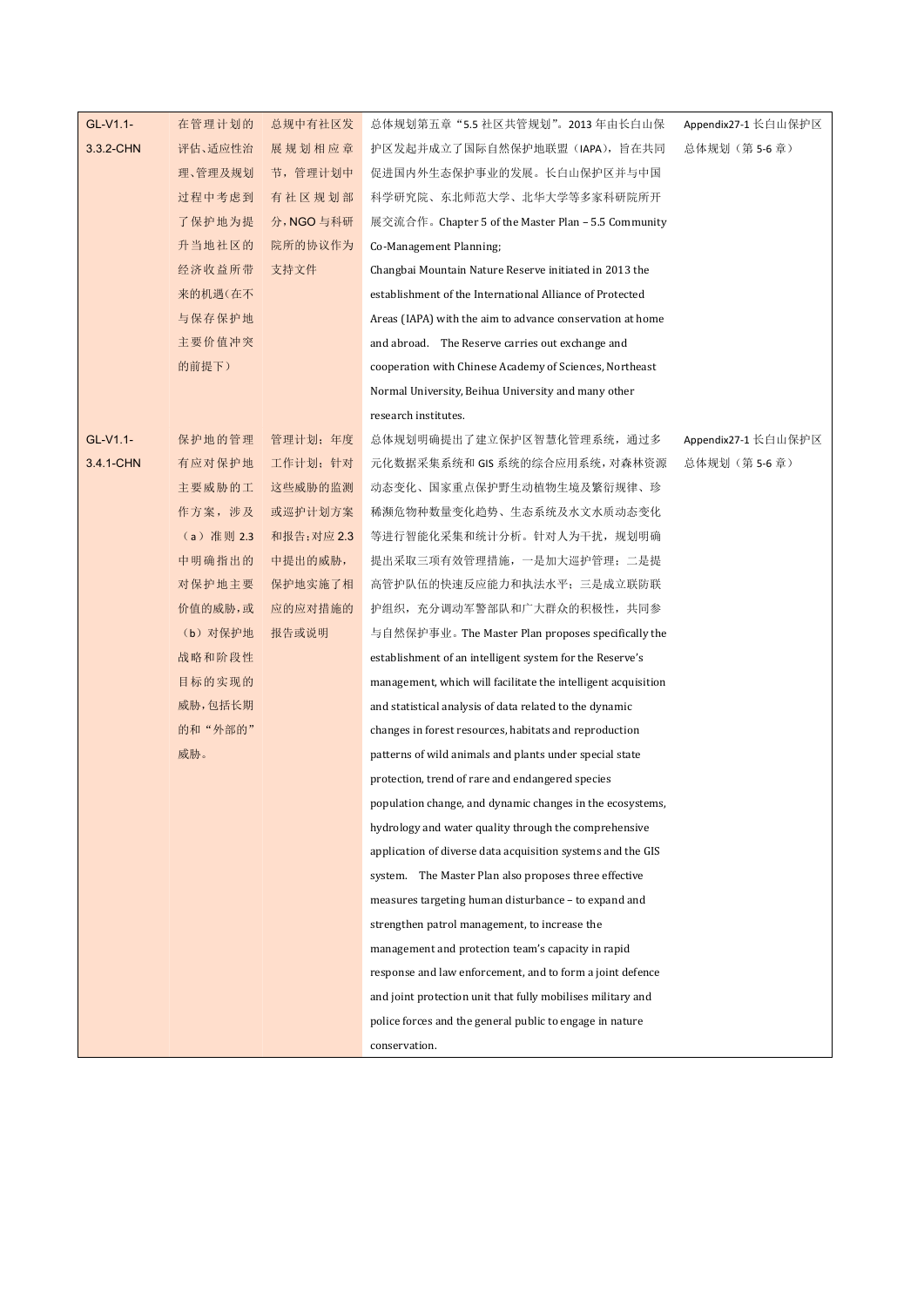| | | | | |
|---|---|---|---|---|
| GL-V1.1-3.3.2-CHN | 在管理计划的评估、适应性治理、管理及规划过程中考虑到了保护地为提升当地社区的经济收益所带来的机遇（在不与保存保护地主要价值冲突的前提下） | 总规中有社区发展规划相应章节，管理计划中有社区规划部分，NGO与科研院所的协议作为支持文件 | 总体规划第五章"5.5 社区共管规划"。2013年由长白山保护区发起并成立了国际自然保护地联盟（IAPA），旨在共同促进国内外生态保护事业的发展。长白山保护区并与中国科学研究院、东北师范大学、北华大学等多家科研院所开展交流合作。Chapter 5 of the Master Plan – 5.5 Community Co-Management Planning; Changbai Mountain Nature Reserve initiated in 2013 the establishment of the International Alliance of Protected Areas (IAPA) with the aim to advance conservation at home and abroad. The Reserve carries out exchange and cooperation with Chinese Academy of Sciences, Northeast Normal University, Beihua University and many other research institutes. | Appendix27-1 长白山保护区总体规划（第5-6章） |
| GL-V1.1-3.4.1-CHN | 保护地的管理有应对保护地主要威胁的工作方案，涉及（a）准则2.3中明确指出的对保护地主要价值的威胁，或（b）对保护地战略和阶段性目标的实现的威胁，包括长期的和"外部的"威胁。 | 管理计划；年度工作计划；针对这些威胁的监测或巡护计划方案和报告；对应2.3中提出的威胁，保护地实施了相应的应对措施的报告或说明 | 总体规划明确提出了建立保护区智慧化管理系统，通过多元化数据采集系统和GIS系统的综合应用系统，对森林资源动态变化、国家重点保护野生动植物生境及繁衍规律、珍稀濒危物种数量变化趋势、生态系统及水文水质动态变化等进行智能化采集和统计分析。针对人为干扰，规划明确提出采取三项有效管理措施，一是加大巡护管理；二是提高管护队伍的快速反应能力和执法水平；三是成立联防联护组织，充分调动军警部队和广大群众的积极性，共同参与自然保护事业。The Master Plan proposes specifically the establishment of an intelligent system for the Reserve's management, which will facilitate the intelligent acquisition and statistical analysis of data related to the dynamic changes in forest resources, habitats and reproduction patterns of wild animals and plants under special state protection, trend of rare and endangered species population change, and dynamic changes in the ecosystems, hydrology and water quality through the comprehensive application of diverse data acquisition systems and the GIS system. The Master Plan also proposes three effective measures targeting human disturbance – to expand and strengthen patrol management, to increase the management and protection team's capacity in rapid response and law enforcement, and to form a joint defence and joint protection unit that fully mobilises military and police forces and the general public to engage in nature conservation. | Appendix27-1 长白山保护区总体规划（第5-6章） |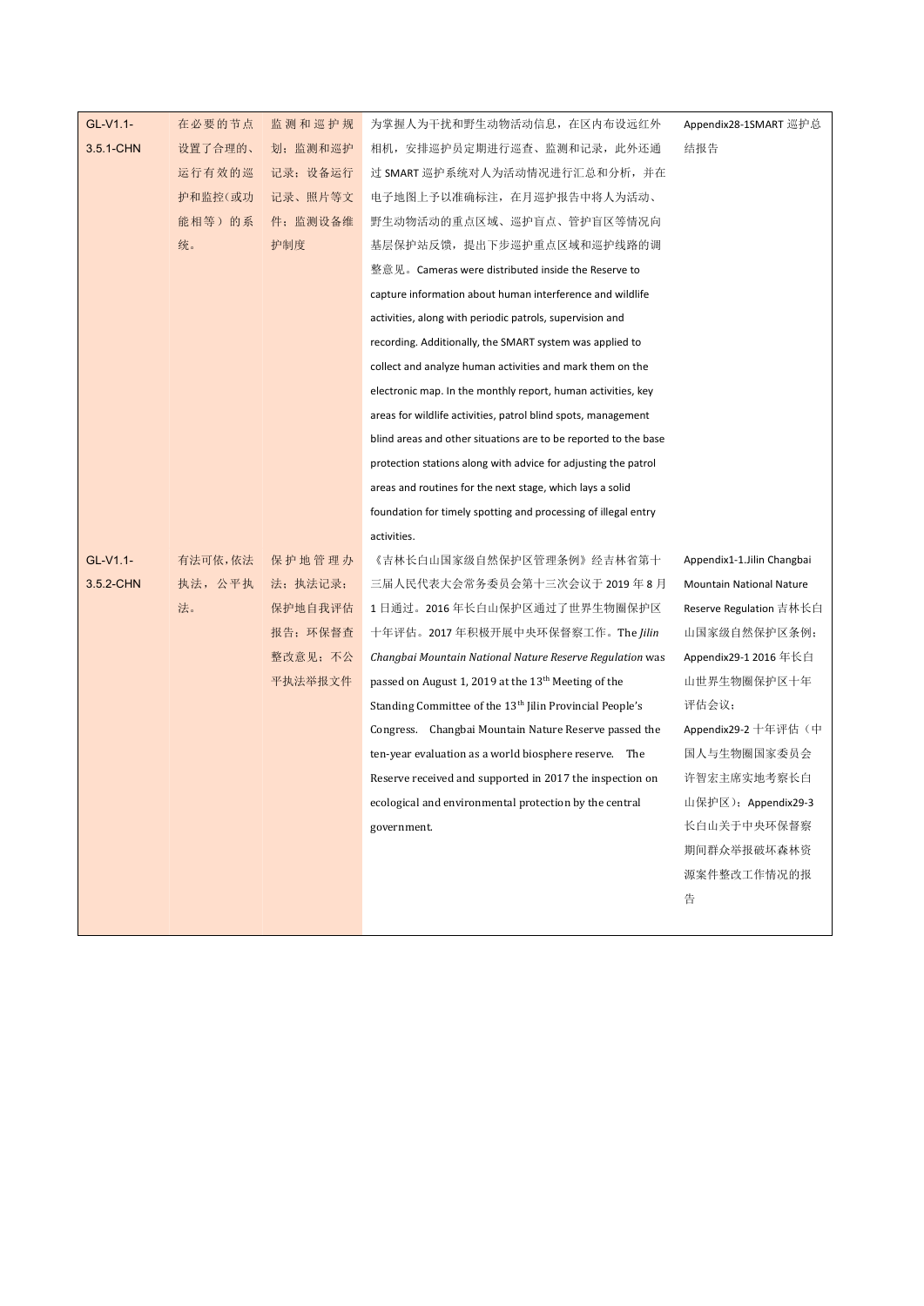| GL-V1.1-3.5.1-CHN | 在必要的节点设置了合理的、运行有效的巡护和监控(或功能相等）的系统。 | 监测和巡护规划；监测和巡护记录；设备运行记录、照片等文件；监测设备维护制度 | 为掌握人为干扰和野生动物活动信息，在区内布设远红外相机，安排巡护员定期进行巡查、监测和记录，此外还通过 SMART 巡护系统对人为活动情况进行汇总和分析，并在电子地图上予以准确标注，在月巡护报告中将人为活动、野生动物活动的重点区域、巡护盲点、管护盲区等情况向基层保护站反馈，提出下步巡护重点区域和巡护线路的调整意见。Cameras were distributed inside the Reserve to capture information about human interference and wildlife activities, along with periodic patrols, supervision and recording. Additionally, the SMART system was applied to collect and analyze human activities and mark them on the electronic map. In the monthly report, human activities, key areas for wildlife activities, patrol blind spots, management blind areas and other situations are to be reported to the base protection stations along with advice for adjusting the patrol areas and routines for the next stage, which lays a solid foundation for timely spotting and processing of illegal entry activities. | Appendix28-1SMART 巡护总结报告 |
|---|---|---|---|---|
| GL-V1.1-3.5.2-CHN | 有法可依，依法执法，公平执法。 | 保护地管理办法；执法记录；保护地自我评估报告；环保督查整改意见；不公平执法举报文件 | 《吉林长白山国家级自然保护区管理条例》经吉林省第十三届人民代表大会常务委员会第十三次会议于 2019 年 8 月 1 日通过。2016 年长白山保护区通过了世界生物圈保护区十年评估。2017 年积极开展中央环保督察工作。The *Jilin Changbai Mountain National Nature Reserve Regulation* was passed on August 1, 2019 at the 13th Meeting of the Standing Committee of the 13th Jilin Provincial People's Congress. Changbai Mountain Nature Reserve passed the ten-year evaluation as a world biosphere reserve. The Reserve received and supported in 2017 the inspection on ecological and environmental protection by the central government. | Appendix1-1.Jilin Changbai Mountain National Nature Reserve Regulation 吉林长白山国家级自然保护区条例；Appendix29-1 2016 年长白山世界生物圈保护区十年评估会议；Appendix29-2 十年评估（中国人与生物圈国家委员会许智宏主席实地考察长白山保护区）；Appendix29-3 长白山关于中央环保督察期间群众举报破坏森林资源案件整改工作情况的报告 |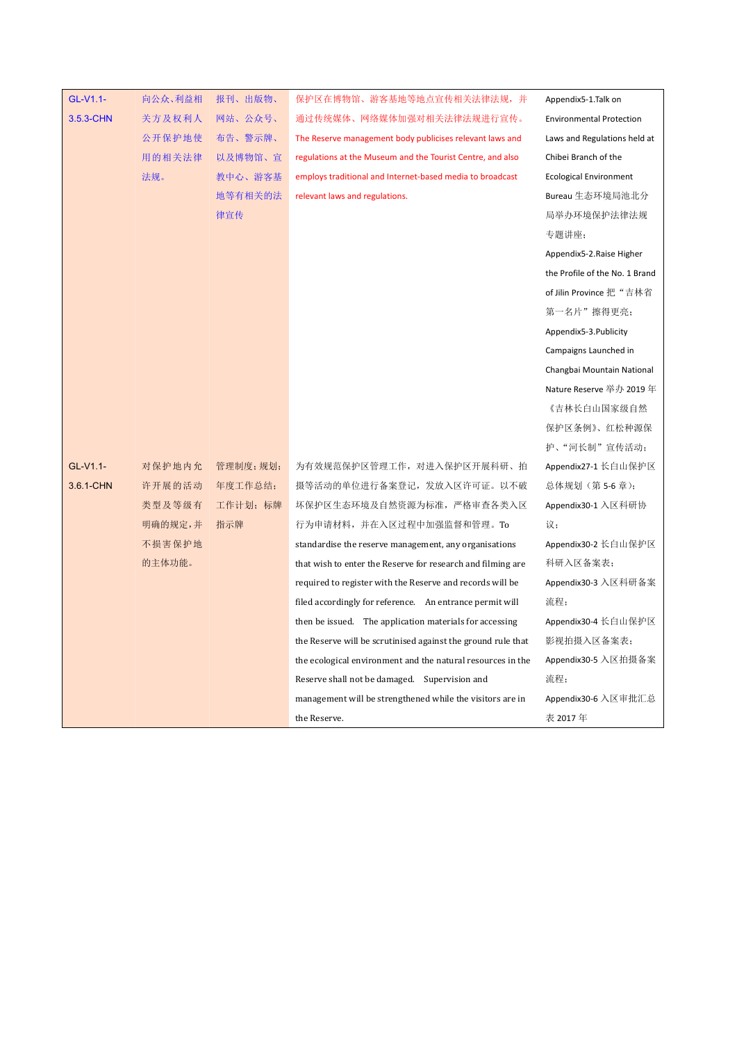| | | | | |
|---|---|---|---|---|
| GL-V1.1-3.5.3-CHN | 向公众、利益相关方及权利人公开保护地使用的相关法律法规。 | 报刊、出版物、网站、公众号、布告、警示牌、以及博物馆、宣教中心、游客基地等有相关的法律宣传 | 保护区在博物馆、游客基地等地点宣传相关法律法规，并通过传统媒体、网络媒体加强对相关法律法规进行宣传。The Reserve management body publicises relevant laws and regulations at the Museum and the Tourist Centre, and also employs traditional and Internet-based media to broadcast relevant laws and regulations. | Appendix5-1.Talk on Environmental Protection Laws and Regulations held at Chibei Branch of the Ecological Environment Bureau 生态环境局池北分局举办环境保护法律法规专题讲座；Appendix5-2.Raise Higher the Profile of the No. 1 Brand of Jilin Province 把"吉林省第一名片"擦得更亮；Appendix5-3.Publicity Campaigns Launched in Changbai Mountain National Nature Reserve 举办 2019 年《吉林长白山国家级自然保护区条例》、红松种源保护、"河长制"宣传活动； |
| GL-V1.1-3.6.1-CHN | 对保护地内允许开展的活动类型及等级有明确的规定，并不损害保护地的主体功能。 | 管理制度；规划；年度工作总结；工作计划；标牌指示牌 | 为有效规范保护区管理工作，对进入保护区开展科研、拍摄等活动的单位进行备案登记，发放入区许可证。以不破坏保护区生态环境及自然资源为标准，严格审查各类入区行为申请材料，并在入区过程中加强监督和管理。To standardise the reserve management, any organisations that wish to enter the Reserve for research and filming are required to register with the Reserve and records will be filed accordingly for reference. An entrance permit will then be issued. The application materials for accessing the Reserve will be scrutinised against the ground rule that the ecological environment and the natural resources in the Reserve shall not be damaged. Supervision and management will be strengthened while the visitors are in the Reserve. | Appendix27-1 长白山保护区总体规划（第 5-6 章）；Appendix30-1 入区科研协议；Appendix30-2 长白山保护区科研入区备案表；Appendix30-3 入区科研备案流程；Appendix30-4 长白山保护区影视拍摄入区备案表；Appendix30-5 入区拍摄备案流程；Appendix30-6 入区审批汇总表 2017 年 |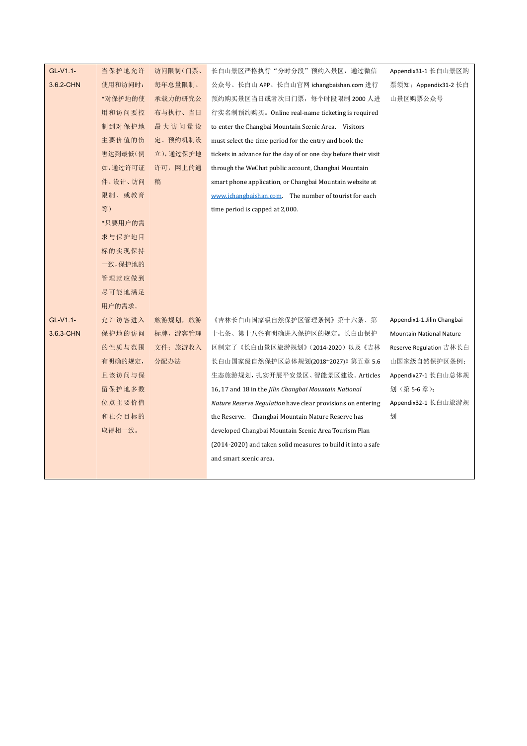| | | | | |
|---|---|---|---|---|
| GL-V1.1-3.6.2-CHN | 当保护地允许使用和访问时：<br>*对保护地的使用和访问要控制到对保护地主要价值的伤害达到最低(例如,通过许可证件、设计、访问限制、或教育等)<br>*只要用户的需求与保护地目标的实现保持一致,保护地的管理就应做到尽可能地满足用户的需求。 | 访问限制(门票、每年总量限制、承载力的研究公布与执行、当日最大访问量设定、预约机制设立),通过保护地许可，网上的通稿 | 长白山景区严格执行"分时分段"预约入景区，通过微信公众号、长白山 APP、长白山官网 ichangbaishan.com 进行预约购买景区当日或者次日门票，每个时段限制 2000 人进行实名制预约购买。Online real-name ticketing is required to enter the Changbai Mountain Scenic Area. Visitors must select the time period for the entry and book the tickets in advance for the day of or one day before their visit through the WeChat public account, Changbai Mountain smart phone application, or Changbai Mountain website at www.ichangbaishan.com. The number of tourist for each time period is capped at 2,000. | Appendix31-1 长白山景区购票须知；Appendix31-2 长白山景区购票公众号 |
| GL-V1.1-3.6.3-CHN | 允许访客进入保护地的访问的性质与范围有明确的规定，且该访问与保留保护地多数位点主要价值和社会目标的取得相一致。 | 旅游规划，旅游标牌，游客管理文件；旅游收入分配办法 | 《吉林长白山国家级自然保护区管理条例》第十六条、第十七条、第十八条有明确进入保护区的规定。长白山保护区制定了《长白山景区旅游规划》(2014-2020）以及《吉林长白山国家级自然保护区总体规划(2018~2027)》第五章 5.6 生态旅游规划，扎实开展平安景区、智能景区建设。Articles 16, 17 and 18 in the *Jilin Changbai Mountain National Nature Reserve Regulation* have clear provisions on entering the Reserve. Changbai Mountain Nature Reserve has developed Changbai Mountain Scenic Area Tourism Plan (2014-2020) and taken solid measures to build it into a safe and smart scenic area. | Appendix1-1.Jilin Changbai Mountain National Nature Reserve Regulation 吉林长白山国家级自然保护区条例；Appendix27-1 长白山总体规划（第 5-6 章）；Appendix32-1 长白山旅游规划 |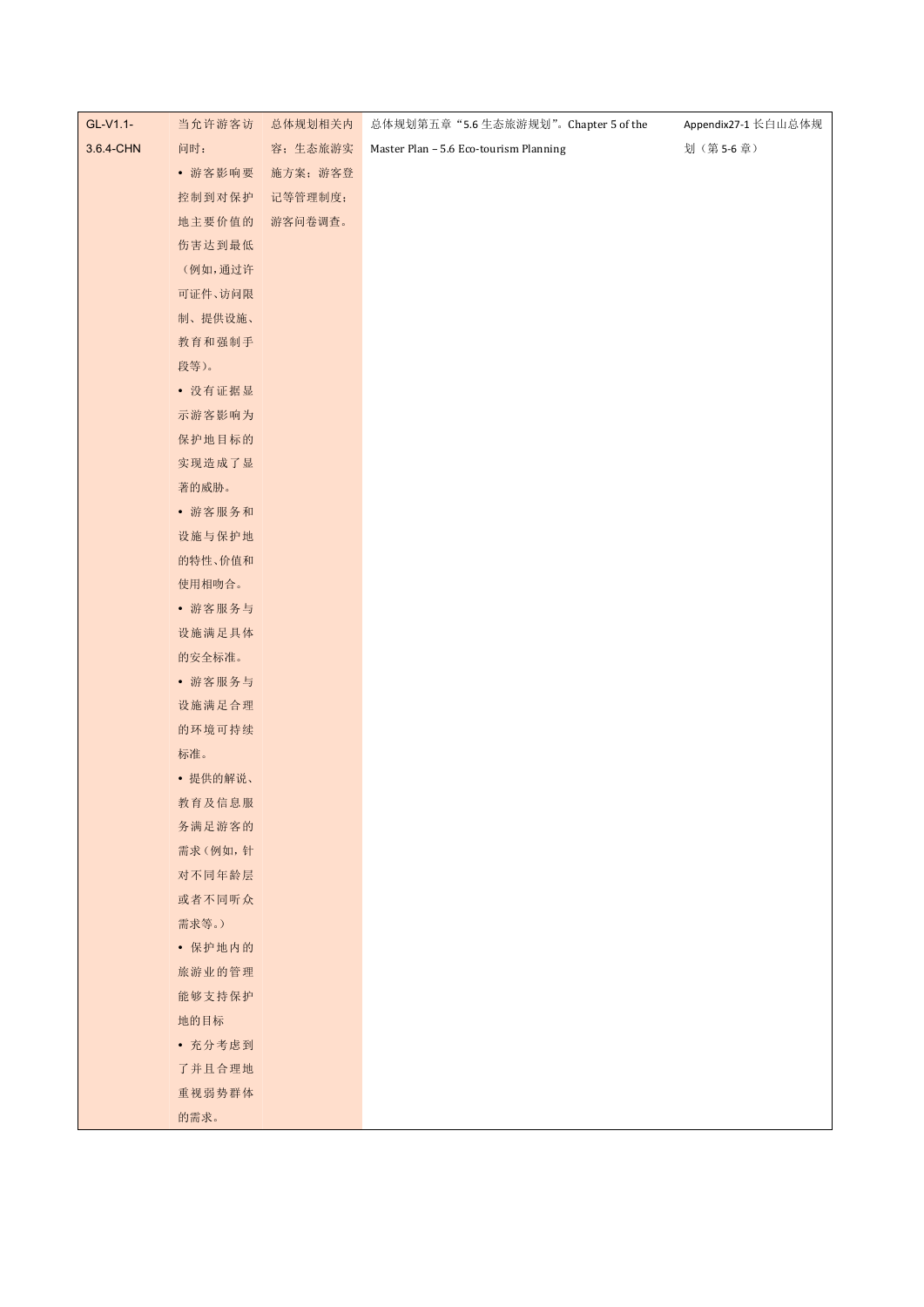| GL-V1.1-3.6.4-CHN | 当允许游客访问时：<br>• 游客影响要控制到对保护地主要价值的伤害达到最低（例如，通过许可证件、访问限制、提供设施、教育和强制手段等）。<br>• 没有证据显示游客影响为保护地目标的实现造成了显著的威胁。<br>• 游客服务和设施与保护地的特性、价值和使用相吻合。<br>• 游客服务与设施满足具体的安全标准。<br>• 游客服务与设施满足合理的环境可持续标准。<br>• 提供的解说、教育及信息服务满足游客的需求（例如，针对不同年龄层或者不同听众需求等。）<br>• 保护地内的旅游业的管理能够支持保护地的目标<br>• 充分考虑到了并且合理地重视弱势群体的需求。 | 总体规划相关内容：生态旅游实施方案；游客登记等管理制度；游客问卷调查。 | 总体规划第五章"5.6 生态旅游规划"。Chapter 5 of the Master Plan – 5.6 Eco-tourism Planning | Appendix27-1 长白山总体规划（第 5-6 章） |
|---|---|---|---|---|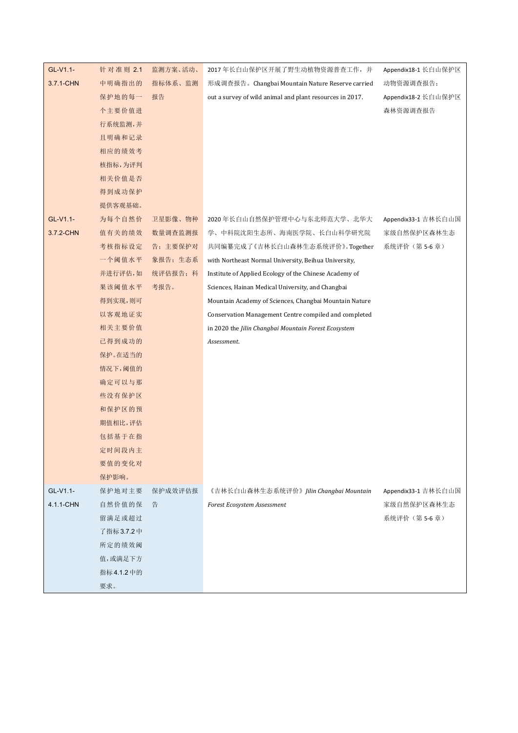| | | | | |
|---|---|---|---|---|
| GL-V1.1-3.7.1-CHN | 针对准则2.1中明确指出的保护地的每一个主要价值进行系统监测，并且明确和记录相应的绩效考核指标，为评判相关价值是否得到成功保护提供客观基础。 | 监测方案、活动、指标体系、监测报告 | 2017年长白山保护区开展了野生动植物资源普查工作，并形成调查报告。Changbai Mountain Nature Reserve carried out a survey of wild animal and plant resources in 2017. | Appendix18-1 长白山保护区动物资源调查报告；Appendix18-2 长白山保护区森林资源调查报告 |
| GL-V1.1-3.7.2-CHN | 为每个自然价值有关的绩效考核指标设定一个阈值水平并进行评估，如果该阈值水平得到实现，则可以客观地证实相关主要价值已得到成功的保护。在适当的情况下，阈值的确定可以与那些没有保护区和保护区的预期值相比，评估包括基于在指定时间段内主要价值的变化对保护影响。 | 卫星影像、物种数量调查监测报告；主要保护对象报告；生态系统评估报告；科考报告。 | 2020年长白山自然保护管理中心与东北师范大学、北华大学、中科院沈阳生态所、海南医学院、长白山科学研究院共同编纂完成了《吉林长白山森林生态系统评价》。Together with Northeast Normal University, Beihua University, Institute of Applied Ecology of the Chinese Academy of Sciences, Hainan Medical University, and Changbai Mountain Academy of Sciences, Changbai Mountain Nature Conservation Management Centre compiled and completed in 2020 the *Jilin Changbai Mountain Forest Ecosystem Assessment*. | Appendix33-1 吉林长白山国家级自然保护区森林生态系统评价（第5-6章） |
| GL-V1.1-4.1.1-CHN | 保护地对主要自然价值的保留满足或超过了指标3.7.2中所定的绩效阈值，或满足下方指标4.1.2中的要求。 | 保护成效评估报告 | 《吉林长白山森林生态系统评价》*Jilin Changbai Mountain Forest Ecosystem Assessment* | Appendix33-1 吉林长白山国家级自然保护区森林生态系统评价（第5-6章） |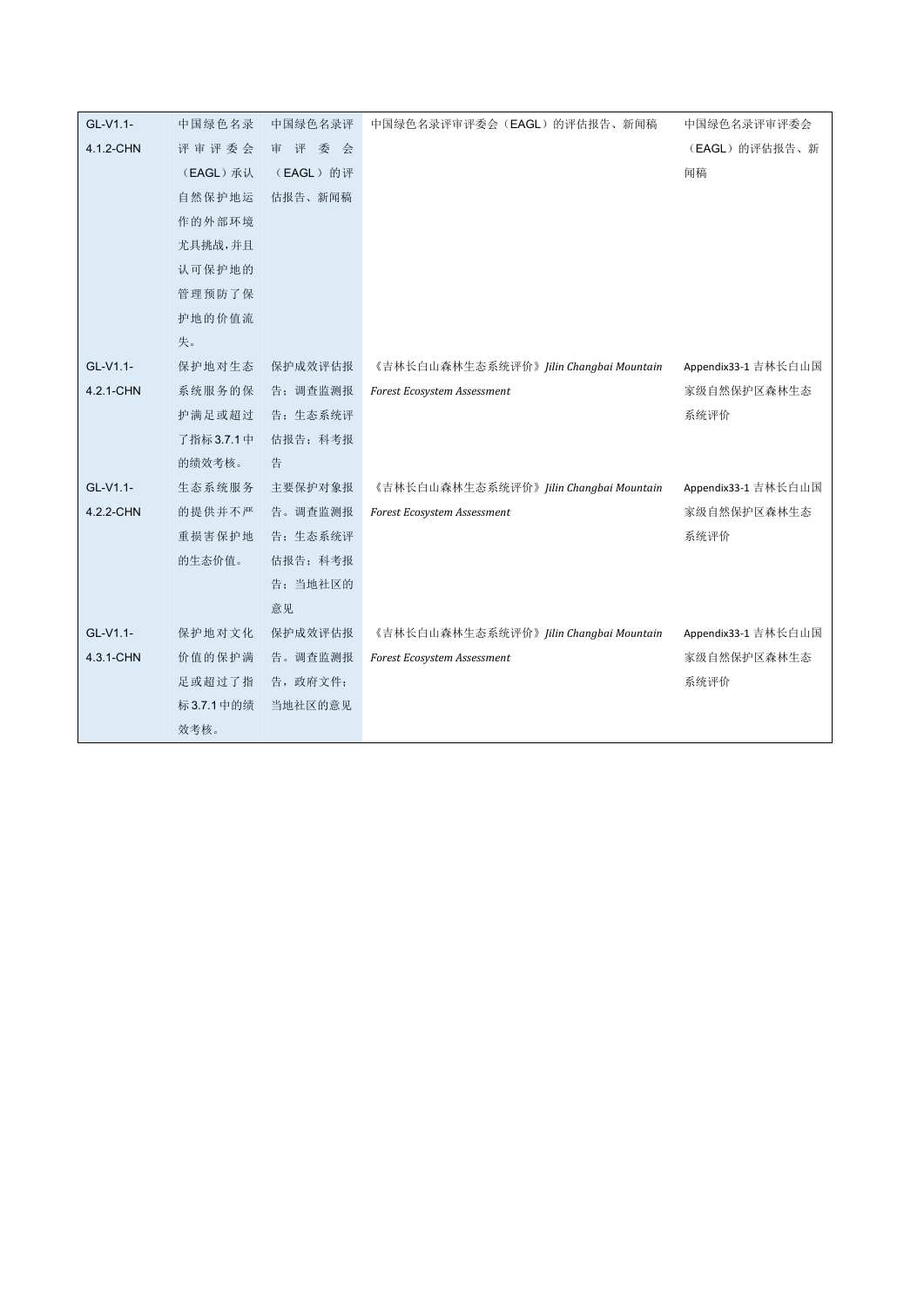| | | | | |
|---|---|---|---|---|
| GL-V1.1-4.1.2-CHN | 中国绿色名录评审评委会（EAGL）承认自然保护地运作的外部环境尤具挑战，并且认可保护地的管理预防了保护地的价值流失。 | 中国绿色名录评审评委会（EAGL）的评估报告、新闻稿 | 中国绿色名录评审评委会（EAGL）的评估报告、新闻稿 | 中国绿色名录评审评委会（EAGL）的评估报告、新闻稿 |
| GL-V1.1-4.2.1-CHN | 保护地对生态系统服务的保护满足或超过了指标3.7.1中的绩效考核。 | 保护成效评估报告；调查监测报告；生态系统评估报告；科考报告 | 《吉林长白山森林生态系统评价》*Jilin Changbai Mountain Forest Ecosystem Assessment* | Appendix33-1 吉林长白山国家级自然保护区森林生态系统评价 |
| GL-V1.1-4.2.2-CHN | 生态系统服务的提供并不严重损害保护地的生态价值。 | 主要保护对象报告。调查监测报告；生态系统评估报告；科考报告；当地社区的意见 | 《吉林长白山森林生态系统评价》*Jilin Changbai Mountain Forest Ecosystem Assessment* | Appendix33-1 吉林长白山国家级自然保护区森林生态系统评价 |
| GL-V1.1-4.3.1-CHN | 保护地对文化价值的保护满足或超过了指标3.7.1中的绩效考核。 | 保护成效评估报告。调查监测报告，政府文件；当地社区的意见 | 《吉林长白山森林生态系统评价》*Jilin Changbai Mountain Forest Ecosystem Assessment* | Appendix33-1 吉林长白山国家级自然保护区森林生态系统评价 |